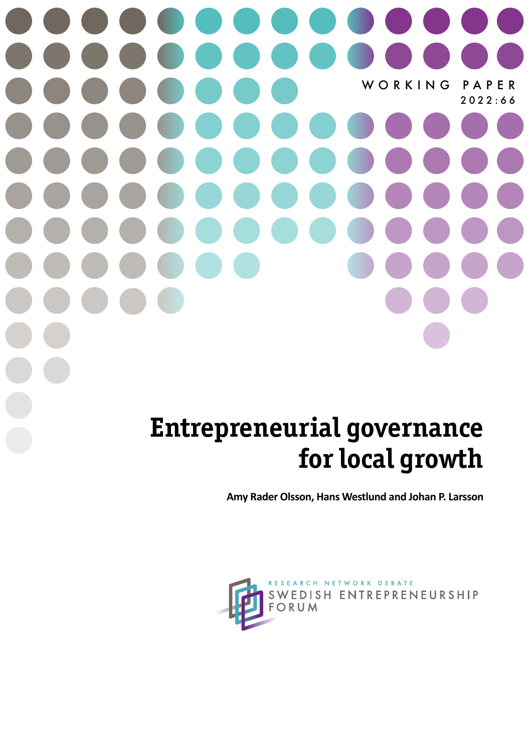WORKING PAPER
2022:66

# Entrepreneurial governance for local growth

**Amy Rader Olsson, Hans Westlund and Johan P. Larsson**

RESEARCH NETWORK DEBATE
SWEDISH ENTREPRENEURSHIP FORUM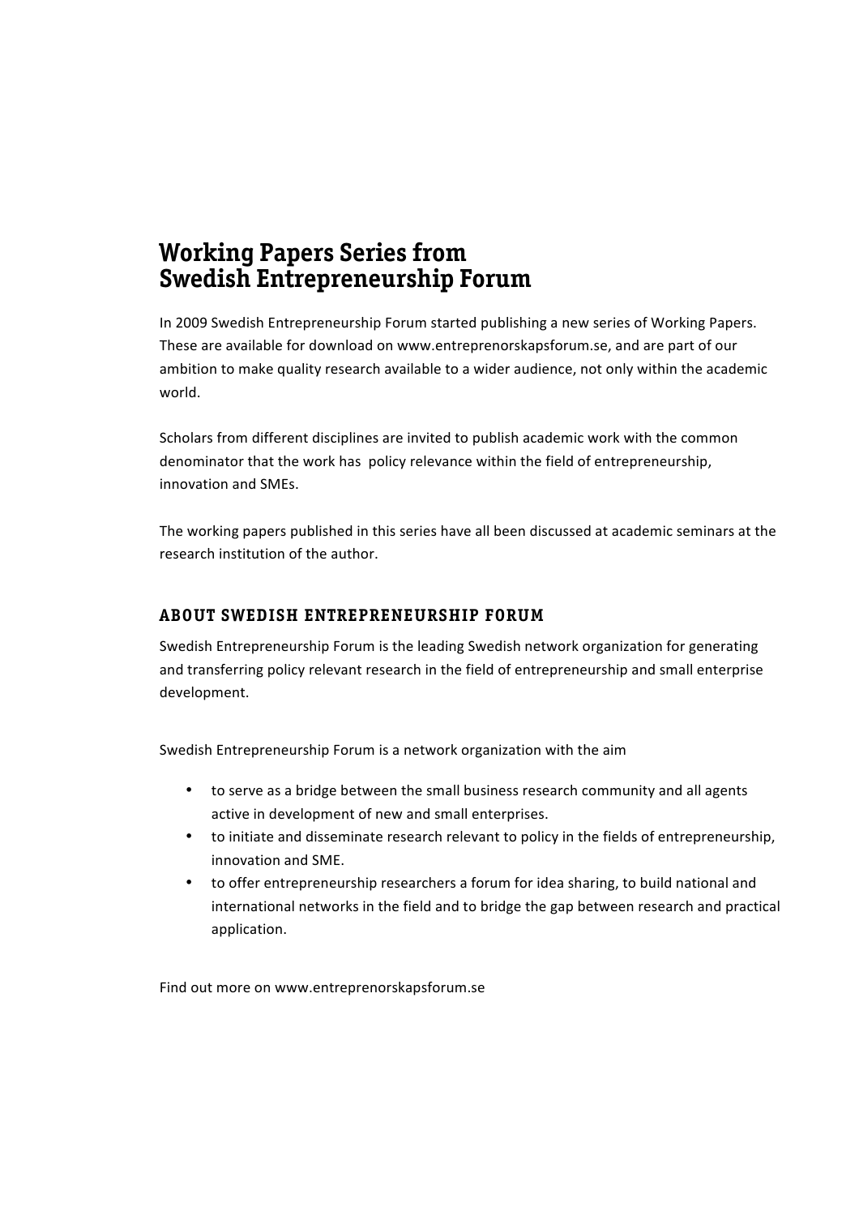# Working Papers Series from Swedish Entrepreneurship Forum

In 2009 Swedish Entrepreneurship Forum started publishing a new series of Working Papers. These are available for download on www.entreprenorskapsforum.se, and are part of our ambition to make quality research available to a wider audience, not only within the academic world.

Scholars from different disciplines are invited to publish academic work with the common denominator that the work has policy relevance within the field of entrepreneurship, innovation and SMEs.

The working papers published in this series have all been discussed at academic seminars at the research institution of the author.

## ABOUT SWEDISH ENTREPRENEURSHIP FORUM

Swedish Entrepreneurship Forum is the leading Swedish network organization for generating and transferring policy relevant research in the field of entrepreneurship and small enterprise development.

Swedish Entrepreneurship Forum is a network organization with the aim

- to serve as a bridge between the small business research community and all agents active in development of new and small enterprises.
- to initiate and disseminate research relevant to policy in the fields of entrepreneurship, innovation and SME.
- to offer entrepreneurship researchers a forum for idea sharing, to build national and international networks in the field and to bridge the gap between research and practical application.

Find out more on www.entreprenorskapsforum.se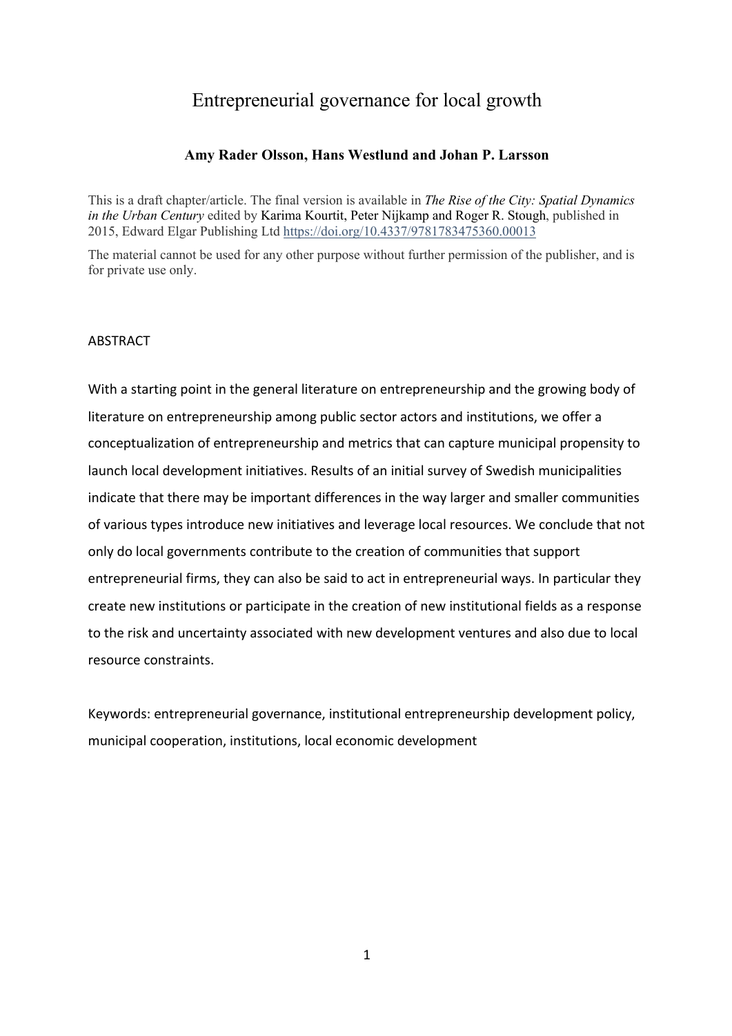# Entrepreneurial governance for local growth

**Amy Rader Olsson, Hans Westlund and Johan P. Larsson**

This is a draft chapter/article. The final version is available in *The Rise of the City: Spatial Dynamics in the Urban Century* edited by Karima Kourtit, Peter Nijkamp and Roger R. Stough, published in 2015, Edward Elgar Publishing Ltd https://doi.org/10.4337/9781783475360.00013

The material cannot be used for any other purpose without further permission of the publisher, and is for private use only.

ABSTRACT

With a starting point in the general literature on entrepreneurship and the growing body of literature on entrepreneurship among public sector actors and institutions, we offer a conceptualization of entrepreneurship and metrics that can capture municipal propensity to launch local development initiatives. Results of an initial survey of Swedish municipalities indicate that there may be important differences in the way larger and smaller communities of various types introduce new initiatives and leverage local resources. We conclude that not only do local governments contribute to the creation of communities that support entrepreneurial firms, they can also be said to act in entrepreneurial ways. In particular they create new institutions or participate in the creation of new institutional fields as a response to the risk and uncertainty associated with new development ventures and also due to local resource constraints.

Keywords: entrepreneurial governance, institutional entrepreneurship development policy, municipal cooperation, institutions, local economic development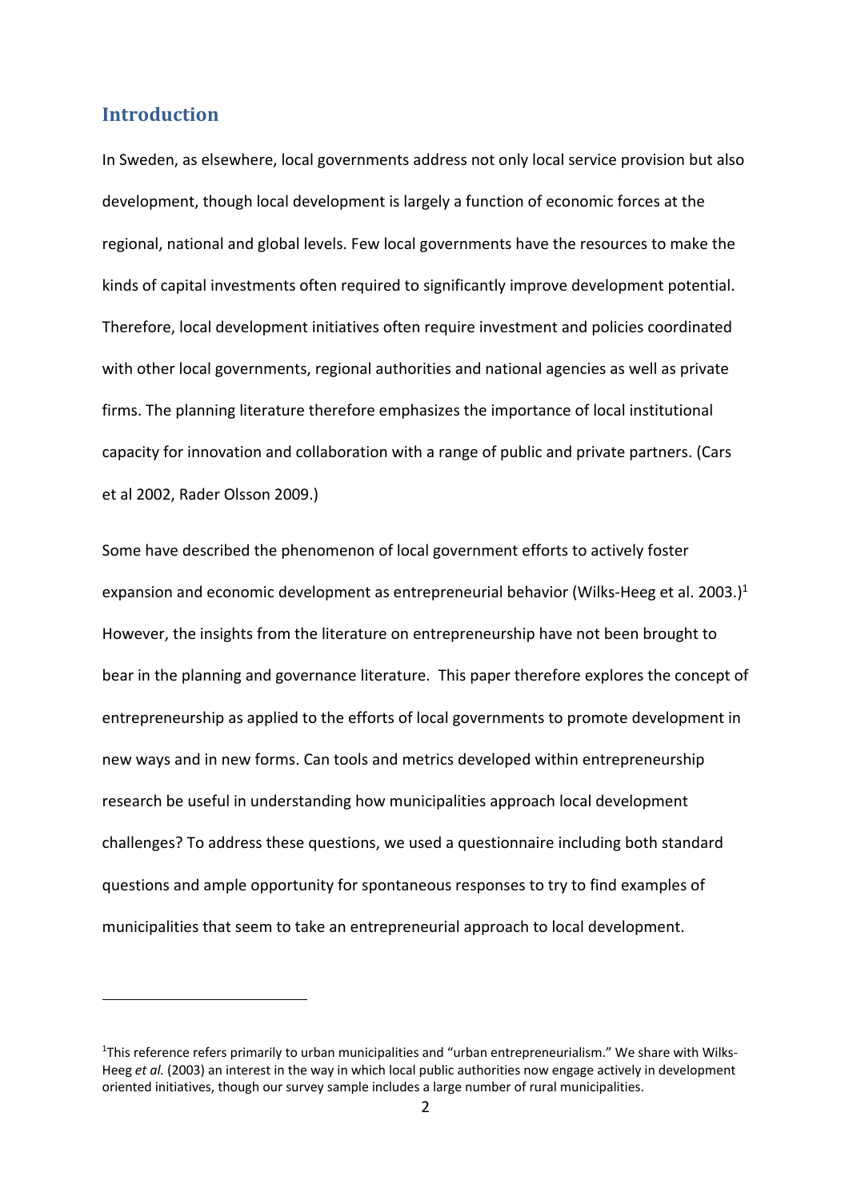## Introduction

In Sweden, as elsewhere, local governments address not only local service provision but also development, though local development is largely a function of economic forces at the regional, national and global levels. Few local governments have the resources to make the kinds of capital investments often required to significantly improve development potential. Therefore, local development initiatives often require investment and policies coordinated with other local governments, regional authorities and national agencies as well as private firms. The planning literature therefore emphasizes the importance of local institutional capacity for innovation and collaboration with a range of public and private partners. (Cars et al 2002, Rader Olsson 2009.)

Some have described the phenomenon of local government efforts to actively foster expansion and economic development as entrepreneurial behavior (Wilks-Heeg et al. 2003.)[1] However, the insights from the literature on entrepreneurship have not been brought to bear in the planning and governance literature. This paper therefore explores the concept of entrepreneurship as applied to the efforts of local governments to promote development in new ways and in new forms. Can tools and metrics developed within entrepreneurship research be useful in understanding how municipalities approach local development challenges? To address these questions, we used a questionnaire including both standard questions and ample opportunity for spontaneous responses to try to find examples of municipalities that seem to take an entrepreneurial approach to local development.

---

[1]This reference refers primarily to urban municipalities and "urban entrepreneurialism." We share with Wilks-Heeg *et al.* (2003) an interest in the way in which local public authorities now engage actively in development oriented initiatives, though our survey sample includes a large number of rural municipalities.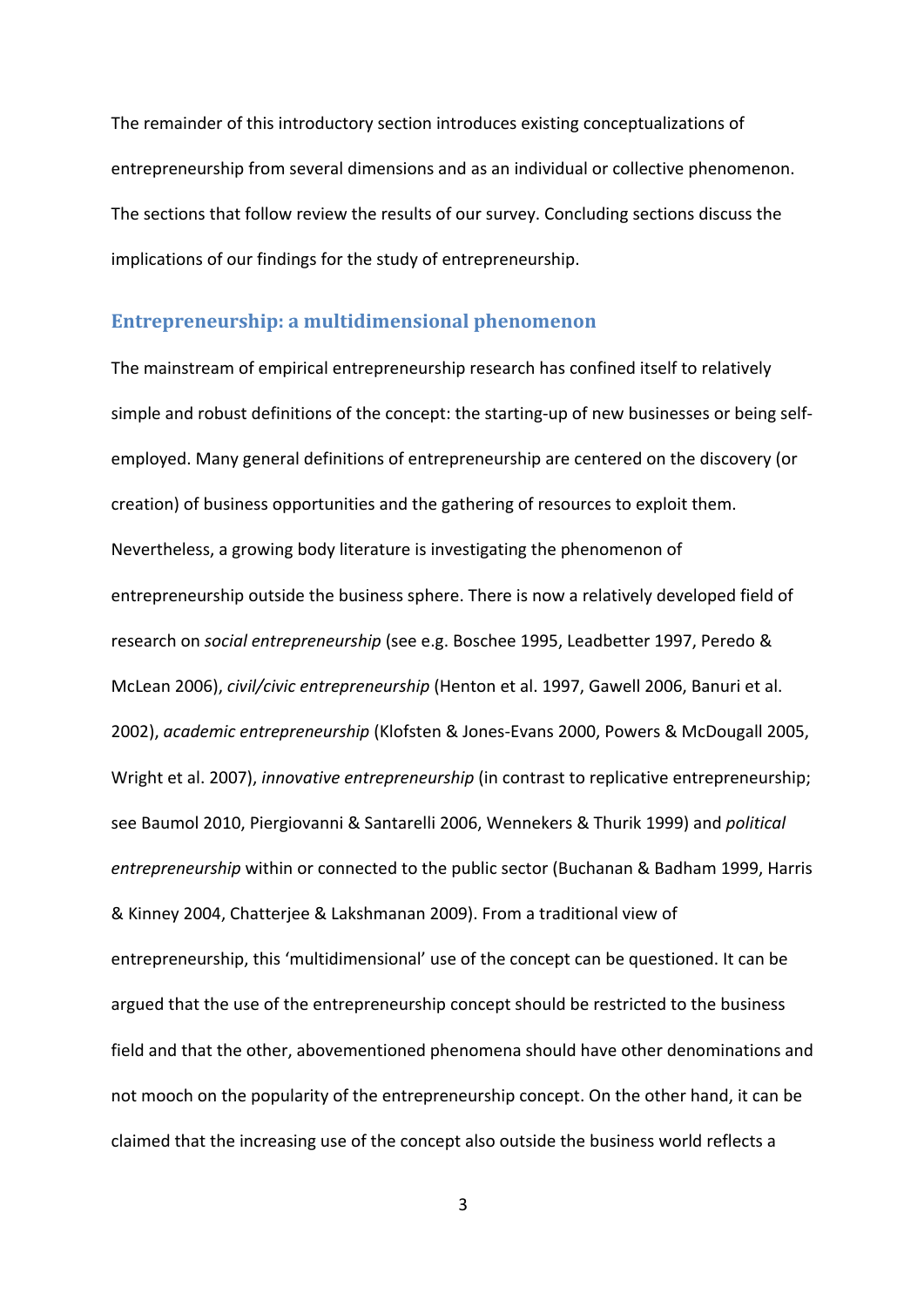The remainder of this introductory section introduces existing conceptualizations of entrepreneurship from several dimensions and as an individual or collective phenomenon. The sections that follow review the results of our survey. Concluding sections discuss the implications of our findings for the study of entrepreneurship.

## Entrepreneurship: a multidimensional phenomenon

The mainstream of empirical entrepreneurship research has confined itself to relatively simple and robust definitions of the concept: the starting-up of new businesses or being self-employed. Many general definitions of entrepreneurship are centered on the discovery (or creation) of business opportunities and the gathering of resources to exploit them. Nevertheless, a growing body literature is investigating the phenomenon of entrepreneurship outside the business sphere. There is now a relatively developed field of research on *social entrepreneurship* (see e.g. Boschee 1995, Leadbetter 1997, Peredo & McLean 2006), *civil/civic entrepreneurship* (Henton et al. 1997, Gawell 2006, Banuri et al. 2002), *academic entrepreneurship* (Klofsten & Jones-Evans 2000, Powers & McDougall 2005, Wright et al. 2007), *innovative entrepreneurship* (in contrast to replicative entrepreneurship; see Baumol 2010, Piergiovanni & Santarelli 2006, Wennekers & Thurik 1999) and *political entrepreneurship* within or connected to the public sector (Buchanan & Badham 1999, Harris & Kinney 2004, Chatterjee & Lakshmanan 2009). From a traditional view of entrepreneurship, this 'multidimensional' use of the concept can be questioned. It can be argued that the use of the entrepreneurship concept should be restricted to the business field and that the other, abovementioned phenomena should have other denominations and not mooch on the popularity of the entrepreneurship concept. On the other hand, it can be claimed that the increasing use of the concept also outside the business world reflects a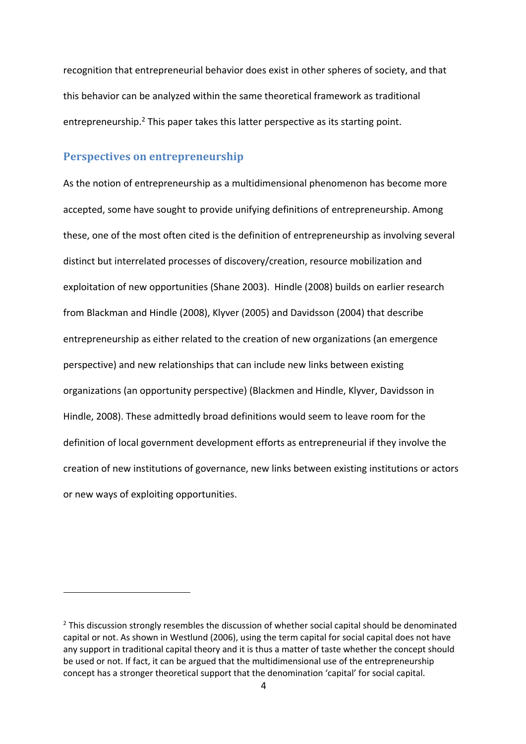recognition that entrepreneurial behavior does exist in other spheres of society, and that this behavior can be analyzed within the same theoretical framework as traditional entrepreneurship.[2] This paper takes this latter perspective as its starting point.

## Perspectives on entrepreneurship

As the notion of entrepreneurship as a multidimensional phenomenon has become more accepted, some have sought to provide unifying definitions of entrepreneurship. Among these, one of the most often cited is the definition of entrepreneurship as involving several distinct but interrelated processes of discovery/creation, resource mobilization and exploitation of new opportunities (Shane 2003). Hindle (2008) builds on earlier research from Blackman and Hindle (2008), Klyver (2005) and Davidsson (2004) that describe entrepreneurship as either related to the creation of new organizations (an emergence perspective) and new relationships that can include new links between existing organizations (an opportunity perspective) (Blackmen and Hindle, Klyver, Davidsson in Hindle, 2008). These admittedly broad definitions would seem to leave room for the definition of local government development efforts as entrepreneurial if they involve the creation of new institutions of governance, new links between existing institutions or actors or new ways of exploiting opportunities.

---

[2] This discussion strongly resembles the discussion of whether social capital should be denominated capital or not. As shown in Westlund (2006), using the term capital for social capital does not have any support in traditional capital theory and it is thus a matter of taste whether the concept should be used or not. If fact, it can be argued that the multidimensional use of the entrepreneurship concept has a stronger theoretical support that the denomination 'capital' for social capital.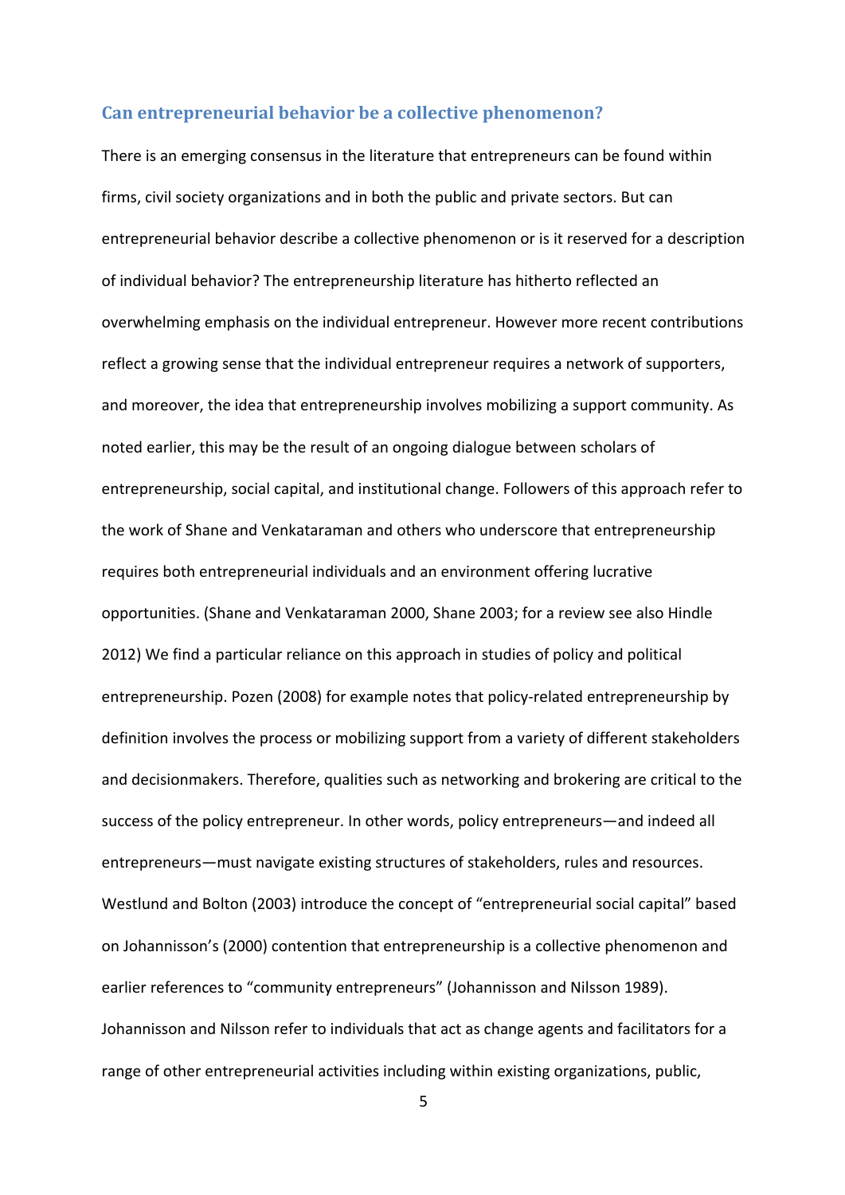## Can entrepreneurial behavior be a collective phenomenon?

There is an emerging consensus in the literature that entrepreneurs can be found within firms, civil society organizations and in both the public and private sectors. But can entrepreneurial behavior describe a collective phenomenon or is it reserved for a description of individual behavior? The entrepreneurship literature has hitherto reflected an overwhelming emphasis on the individual entrepreneur. However more recent contributions reflect a growing sense that the individual entrepreneur requires a network of supporters, and moreover, the idea that entrepreneurship involves mobilizing a support community. As noted earlier, this may be the result of an ongoing dialogue between scholars of entrepreneurship, social capital, and institutional change. Followers of this approach refer to the work of Shane and Venkataraman and others who underscore that entrepreneurship requires both entrepreneurial individuals and an environment offering lucrative opportunities. (Shane and Venkataraman 2000, Shane 2003; for a review see also Hindle 2012) We find a particular reliance on this approach in studies of policy and political entrepreneurship. Pozen (2008) for example notes that policy-related entrepreneurship by definition involves the process or mobilizing support from a variety of different stakeholders and decisionmakers. Therefore, qualities such as networking and brokering are critical to the success of the policy entrepreneur. In other words, policy entrepreneurs—and indeed all entrepreneurs—must navigate existing structures of stakeholders, rules and resources. Westlund and Bolton (2003) introduce the concept of "entrepreneurial social capital" based on Johannisson's (2000) contention that entrepreneurship is a collective phenomenon and earlier references to "community entrepreneurs" (Johannisson and Nilsson 1989). Johannisson and Nilsson refer to individuals that act as change agents and facilitators for a range of other entrepreneurial activities including within existing organizations, public,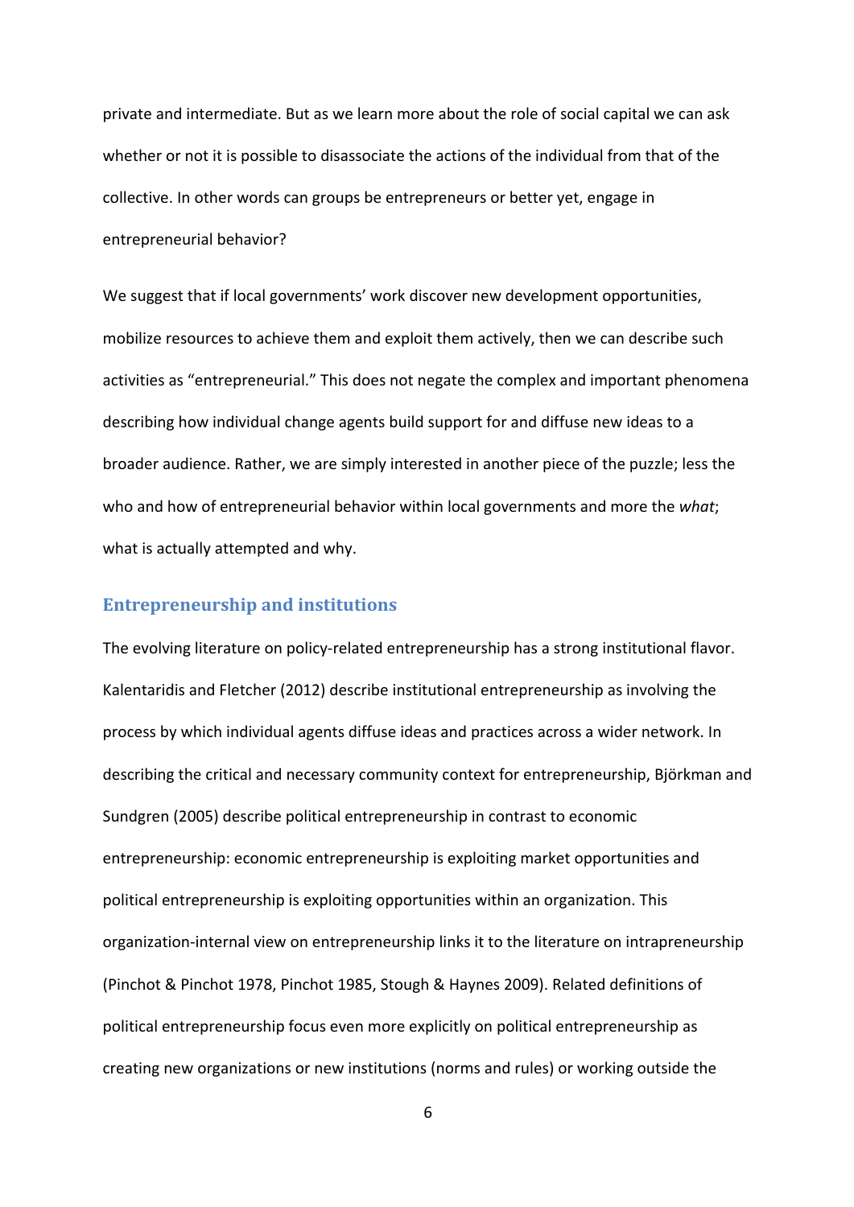private and intermediate. But as we learn more about the role of social capital we can ask whether or not it is possible to disassociate the actions of the individual from that of the collective. In other words can groups be entrepreneurs or better yet, engage in entrepreneurial behavior?

We suggest that if local governments' work discover new development opportunities, mobilize resources to achieve them and exploit them actively, then we can describe such activities as "entrepreneurial." This does not negate the complex and important phenomena describing how individual change agents build support for and diffuse new ideas to a broader audience. Rather, we are simply interested in another piece of the puzzle; less the who and how of entrepreneurial behavior within local governments and more the *what*; what is actually attempted and why.

## Entrepreneurship and institutions

The evolving literature on policy-related entrepreneurship has a strong institutional flavor. Kalentaridis and Fletcher (2012) describe institutional entrepreneurship as involving the process by which individual agents diffuse ideas and practices across a wider network. In describing the critical and necessary community context for entrepreneurship, Björkman and Sundgren (2005) describe political entrepreneurship in contrast to economic entrepreneurship: economic entrepreneurship is exploiting market opportunities and political entrepreneurship is exploiting opportunities within an organization. This organization-internal view on entrepreneurship links it to the literature on intrapreneurship (Pinchot & Pinchot 1978, Pinchot 1985, Stough & Haynes 2009). Related definitions of political entrepreneurship focus even more explicitly on political entrepreneurship as creating new organizations or new institutions (norms and rules) or working outside the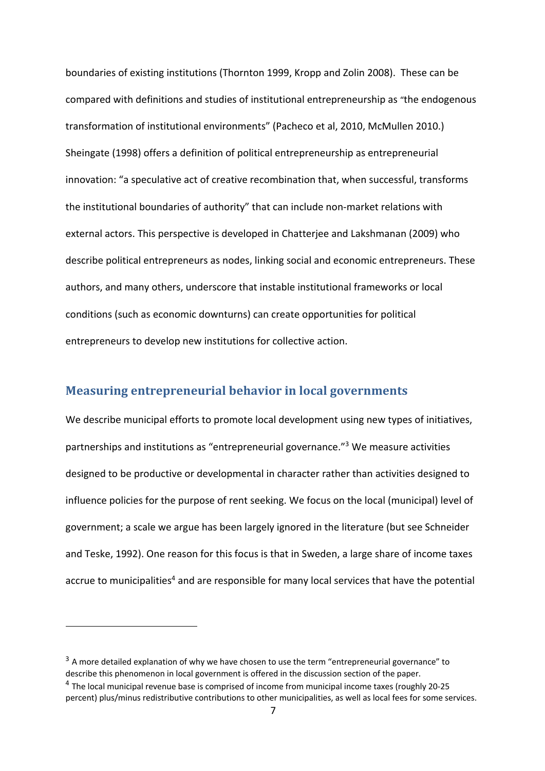boundaries of existing institutions (Thornton 1999, Kropp and Zolin 2008). These can be compared with definitions and studies of institutional entrepreneurship as "the endogenous transformation of institutional environments" (Pacheco et al, 2010, McMullen 2010.) Sheingate (1998) offers a definition of political entrepreneurship as entrepreneurial innovation: "a speculative act of creative recombination that, when successful, transforms the institutional boundaries of authority" that can include non-market relations with external actors. This perspective is developed in Chatterjee and Lakshmanan (2009) who describe political entrepreneurs as nodes, linking social and economic entrepreneurs. These authors, and many others, underscore that instable institutional frameworks or local conditions (such as economic downturns) can create opportunities for political entrepreneurs to develop new institutions for collective action.

## Measuring entrepreneurial behavior in local governments

We describe municipal efforts to promote local development using new types of initiatives, partnerships and institutions as "entrepreneurial governance."[3] We measure activities designed to be productive or developmental in character rather than activities designed to influence policies for the purpose of rent seeking. We focus on the local (municipal) level of government; a scale we argue has been largely ignored in the literature (but see Schneider and Teske, 1992). One reason for this focus is that in Sweden, a large share of income taxes accrue to municipalities[4] and are responsible for many local services that have the potential

---

[3] A more detailed explanation of why we have chosen to use the term "entrepreneurial governance" to describe this phenomenon in local government is offered in the discussion section of the paper.

[4] The local municipal revenue base is comprised of income from municipal income taxes (roughly 20-25 percent) plus/minus redistributive contributions to other municipalities, as well as local fees for some services.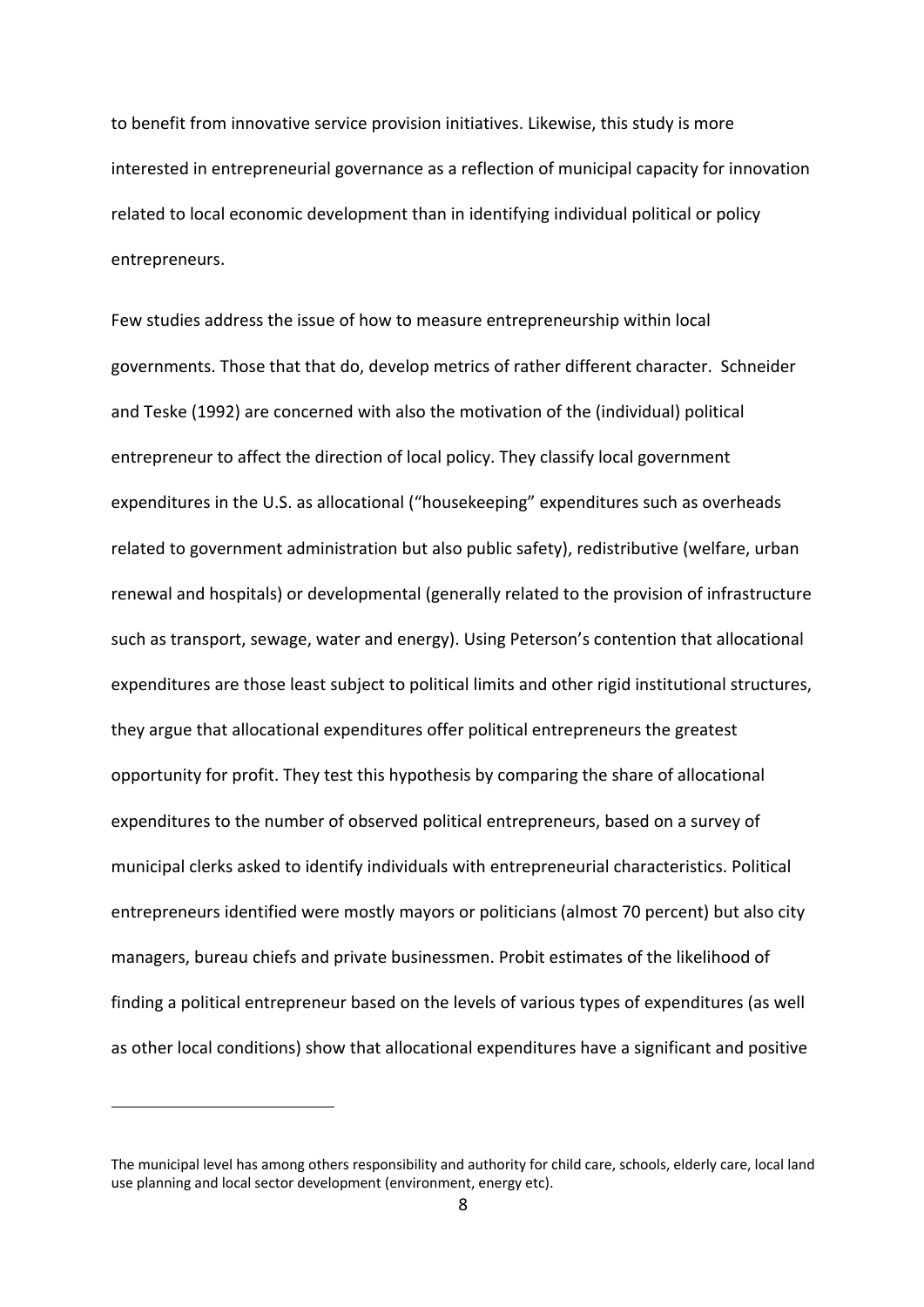to benefit from innovative service provision initiatives. Likewise, this study is more interested in entrepreneurial governance as a reflection of municipal capacity for innovation related to local economic development than in identifying individual political or policy entrepreneurs.

Few studies address the issue of how to measure entrepreneurship within local governments. Those that that do, develop metrics of rather different character. Schneider and Teske (1992) are concerned with also the motivation of the (individual) political entrepreneur to affect the direction of local policy. They classify local government expenditures in the U.S. as allocational ("housekeeping" expenditures such as overheads related to government administration but also public safety), redistributive (welfare, urban renewal and hospitals) or developmental (generally related to the provision of infrastructure such as transport, sewage, water and energy). Using Peterson's contention that allocational expenditures are those least subject to political limits and other rigid institutional structures, they argue that allocational expenditures offer political entrepreneurs the greatest opportunity for profit. They test this hypothesis by comparing the share of allocational expenditures to the number of observed political entrepreneurs, based on a survey of municipal clerks asked to identify individuals with entrepreneurial characteristics. Political entrepreneurs identified were mostly mayors or politicians (almost 70 percent) but also city managers, bureau chiefs and private businessmen. Probit estimates of the likelihood of finding a political entrepreneur based on the levels of various types of expenditures (as well as other local conditions) show that allocational expenditures have a significant and positive

---

The municipal level has among others responsibility and authority for child care, schools, elderly care, local land use planning and local sector development (environment, energy etc).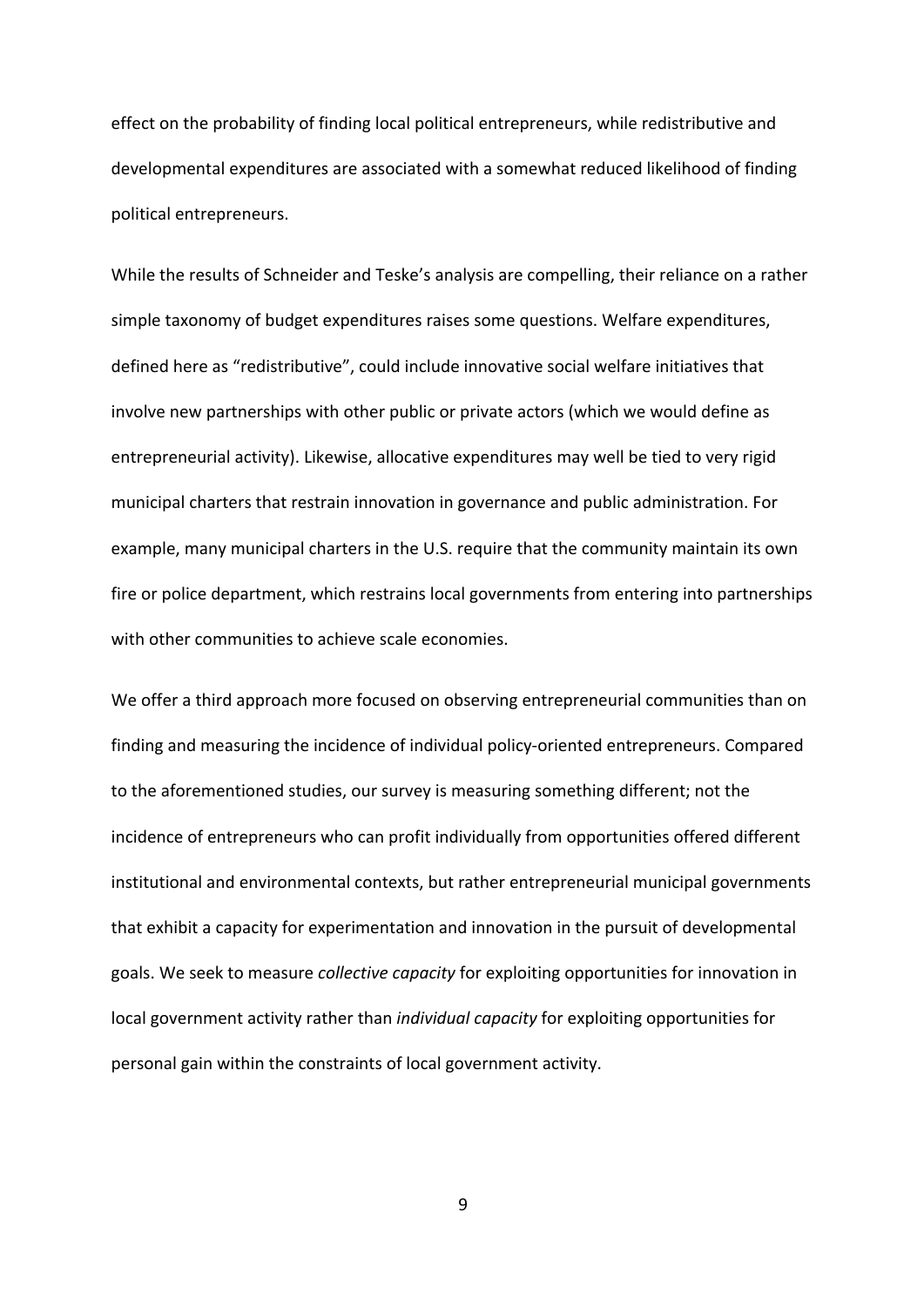effect on the probability of finding local political entrepreneurs, while redistributive and developmental expenditures are associated with a somewhat reduced likelihood of finding political entrepreneurs.

While the results of Schneider and Teske's analysis are compelling, their reliance on a rather simple taxonomy of budget expenditures raises some questions. Welfare expenditures, defined here as "redistributive", could include innovative social welfare initiatives that involve new partnerships with other public or private actors (which we would define as entrepreneurial activity). Likewise, allocative expenditures may well be tied to very rigid municipal charters that restrain innovation in governance and public administration. For example, many municipal charters in the U.S. require that the community maintain its own fire or police department, which restrains local governments from entering into partnerships with other communities to achieve scale economies.

We offer a third approach more focused on observing entrepreneurial communities than on finding and measuring the incidence of individual policy-oriented entrepreneurs. Compared to the aforementioned studies, our survey is measuring something different; not the incidence of entrepreneurs who can profit individually from opportunities offered different institutional and environmental contexts, but rather entrepreneurial municipal governments that exhibit a capacity for experimentation and innovation in the pursuit of developmental goals. We seek to measure *collective capacity* for exploiting opportunities for innovation in local government activity rather than *individual capacity* for exploiting opportunities for personal gain within the constraints of local government activity.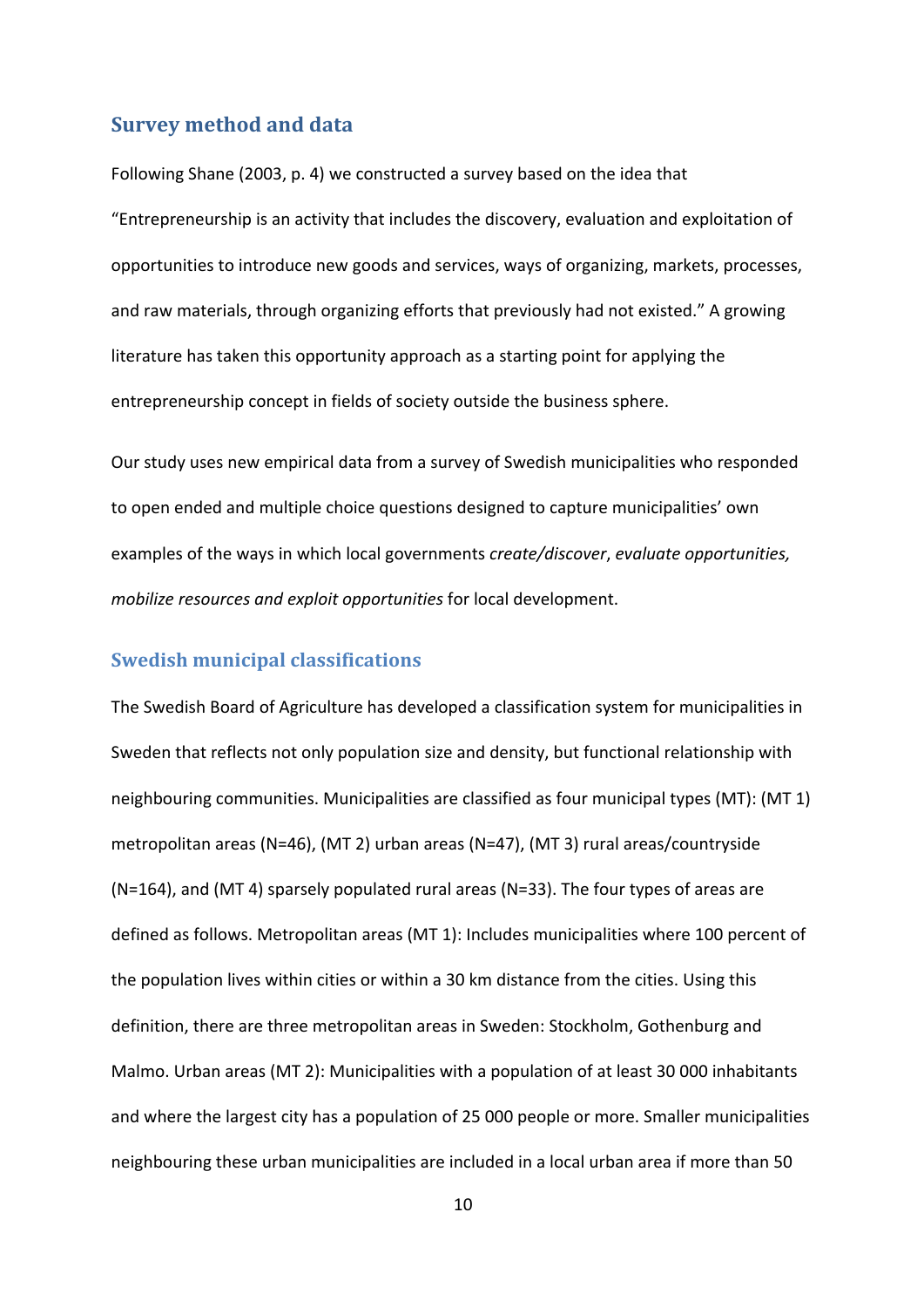## Survey method and data

Following Shane (2003, p. 4) we constructed a survey based on the idea that "Entrepreneurship is an activity that includes the discovery, evaluation and exploitation of opportunities to introduce new goods and services, ways of organizing, markets, processes, and raw materials, through organizing efforts that previously had not existed." A growing literature has taken this opportunity approach as a starting point for applying the entrepreneurship concept in fields of society outside the business sphere.

Our study uses new empirical data from a survey of Swedish municipalities who responded to open ended and multiple choice questions designed to capture municipalities' own examples of the ways in which local governments *create/discover*, *evaluate opportunities, mobilize resources and exploit opportunities* for local development.

### Swedish municipal classifications

The Swedish Board of Agriculture has developed a classification system for municipalities in Sweden that reflects not only population size and density, but functional relationship with neighbouring communities. Municipalities are classified as four municipal types (MT): (MT 1) metropolitan areas (N=46), (MT 2) urban areas (N=47), (MT 3) rural areas/countryside (N=164), and (MT 4) sparsely populated rural areas (N=33). The four types of areas are defined as follows. Metropolitan areas (MT 1): Includes municipalities where 100 percent of the population lives within cities or within a 30 km distance from the cities. Using this definition, there are three metropolitan areas in Sweden: Stockholm, Gothenburg and Malmo. Urban areas (MT 2): Municipalities with a population of at least 30 000 inhabitants and where the largest city has a population of 25 000 people or more. Smaller municipalities neighbouring these urban municipalities are included in a local urban area if more than 50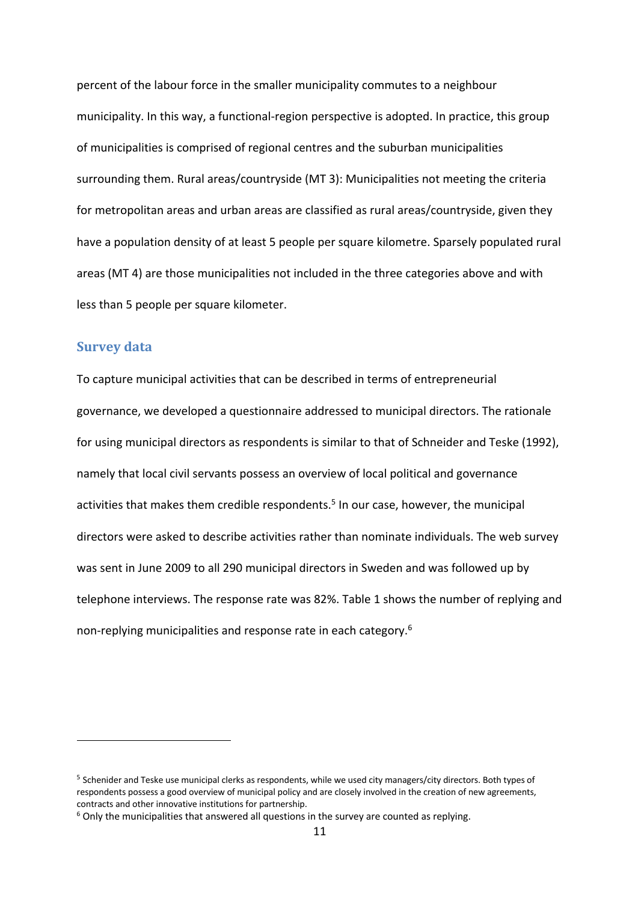percent of the labour force in the smaller municipality commutes to a neighbour municipality. In this way, a functional-region perspective is adopted. In practice, this group of municipalities is comprised of regional centres and the suburban municipalities surrounding them. Rural areas/countryside (MT 3): Municipalities not meeting the criteria for metropolitan areas and urban areas are classified as rural areas/countryside, given they have a population density of at least 5 people per square kilometre. Sparsely populated rural areas (MT 4) are those municipalities not included in the three categories above and with less than 5 people per square kilometer.

## Survey data

To capture municipal activities that can be described in terms of entrepreneurial governance, we developed a questionnaire addressed to municipal directors. The rationale for using municipal directors as respondents is similar to that of Schneider and Teske (1992), namely that local civil servants possess an overview of local political and governance activities that makes them credible respondents.[5] In our case, however, the municipal directors were asked to describe activities rather than nominate individuals. The web survey was sent in June 2009 to all 290 municipal directors in Sweden and was followed up by telephone interviews. The response rate was 82%. Table 1 shows the number of replying and non-replying municipalities and response rate in each category.[6]

---

[5] Schenider and Teske use municipal clerks as respondents, while we used city managers/city directors. Both types of respondents possess a good overview of municipal policy and are closely involved in the creation of new agreements, contracts and other innovative institutions for partnership.

[6] Only the municipalities that answered all questions in the survey are counted as replying.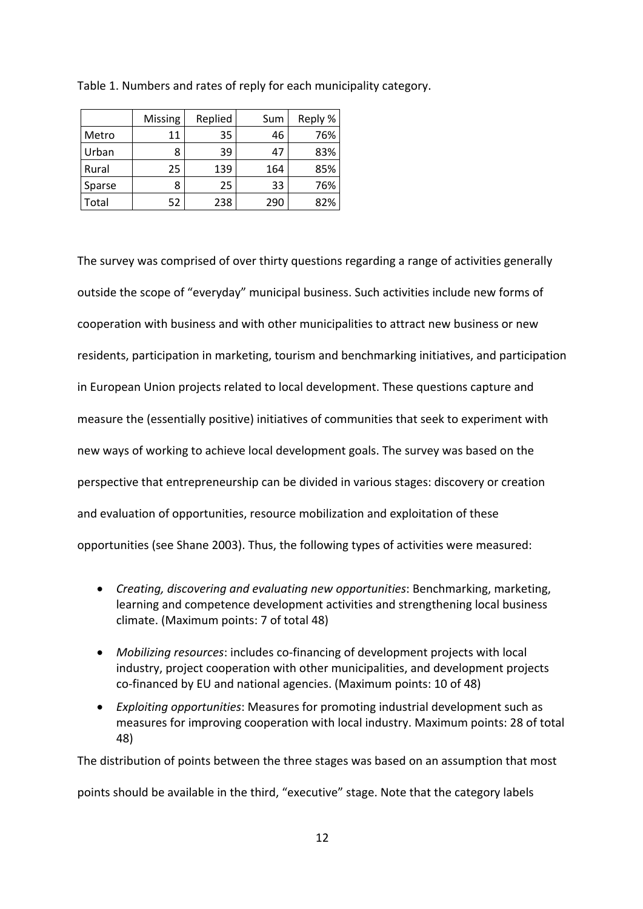Table 1. Numbers and rates of reply for each municipality category.

| | Missing | Replied | Sum | Reply % |
|---|---|---|---|---|
| Metro | 11 | 35 | 46 | 76% |
| Urban | 8 | 39 | 47 | 83% |
| Rural | 25 | 139 | 164 | 85% |
| Sparse | 8 | 25 | 33 | 76% |
| Total | 52 | 238 | 290 | 82% |

The survey was comprised of over thirty questions regarding a range of activities generally outside the scope of "everyday" municipal business. Such activities include new forms of cooperation with business and with other municipalities to attract new business or new residents, participation in marketing, tourism and benchmarking initiatives, and participation in European Union projects related to local development. These questions capture and measure the (essentially positive) initiatives of communities that seek to experiment with new ways of working to achieve local development goals. The survey was based on the perspective that entrepreneurship can be divided in various stages: discovery or creation and evaluation of opportunities, resource mobilization and exploitation of these opportunities (see Shane 2003). Thus, the following types of activities were measured:

- *Creating, discovering and evaluating new opportunities*: Benchmarking, marketing, learning and competence development activities and strengthening local business climate. (Maximum points: 7 of total 48)
- *Mobilizing resources*: includes co-financing of development projects with local industry, project cooperation with other municipalities, and development projects co-financed by EU and national agencies. (Maximum points: 10 of 48)
- *Exploiting opportunities*: Measures for promoting industrial development such as measures for improving cooperation with local industry. Maximum points: 28 of total 48)

The distribution of points between the three stages was based on an assumption that most points should be available in the third, "executive" stage. Note that the category labels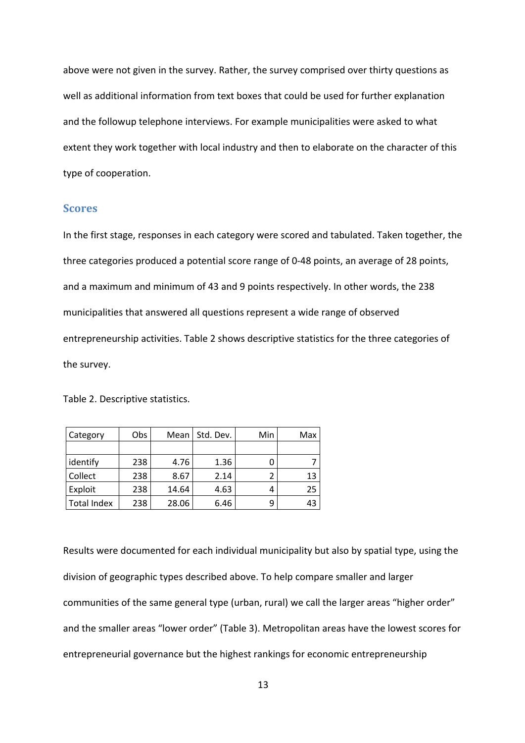above were not given in the survey. Rather, the survey comprised over thirty questions as well as additional information from text boxes that could be used for further explanation and the followup telephone interviews. For example municipalities were asked to what extent they work together with local industry and then to elaborate on the character of this type of cooperation.

## Scores

In the first stage, responses in each category were scored and tabulated. Taken together, the three categories produced a potential score range of 0-48 points, an average of 28 points, and a maximum and minimum of 43 and 9 points respectively. In other words, the 238 municipalities that answered all questions represent a wide range of observed entrepreneurship activities. Table 2 shows descriptive statistics for the three categories of the survey.

Table 2. Descriptive statistics.

| Category | Obs | Mean | Std. Dev. | Min | Max |
|---|---|---|---|---|---|
| | | | | | |
| identify | 238 | 4.76 | 1.36 | 0 | 7 |
| Collect | 238 | 8.67 | 2.14 | 2 | 13 |
| Exploit | 238 | 14.64 | 4.63 | 4 | 25 |
| Total Index | 238 | 28.06 | 6.46 | 9 | 43 |

Results were documented for each individual municipality but also by spatial type, using the division of geographic types described above. To help compare smaller and larger communities of the same general type (urban, rural) we call the larger areas "higher order" and the smaller areas "lower order" (Table 3). Metropolitan areas have the lowest scores for entrepreneurial governance but the highest rankings for economic entrepreneurship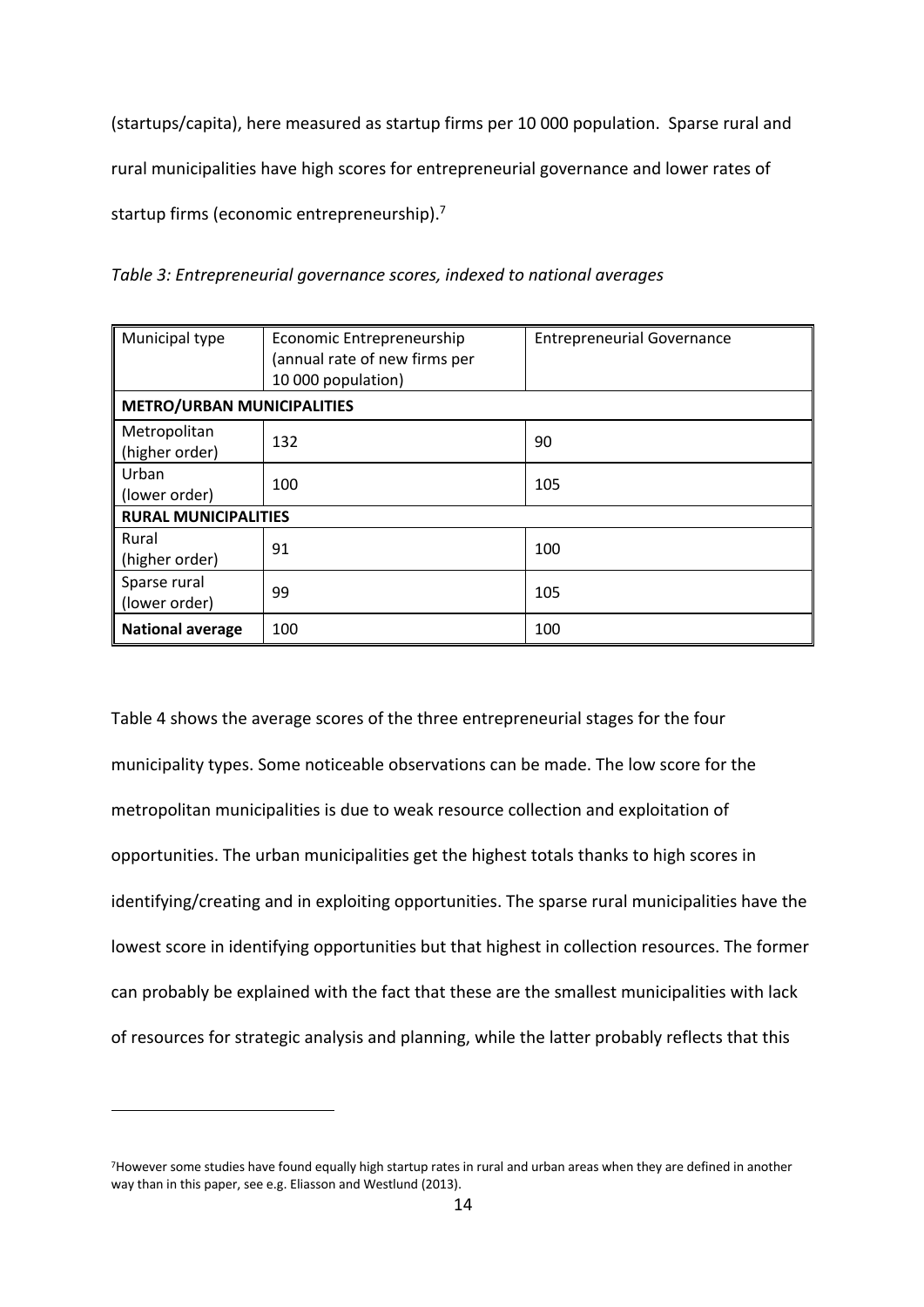(startups/capita), here measured as startup firms per 10 000 population. Sparse rural and rural municipalities have high scores for entrepreneurial governance and lower rates of startup firms (economic entrepreneurship).[7]

*Table 3: Entrepreneurial governance scores, indexed to national averages*

| Municipal type | Economic Entrepreneurship (annual rate of new firms per 10 000 population) | Entrepreneurial Governance |
|---|---|---|
| **METRO/URBAN MUNICIPALITIES** | | |
| Metropolitan (higher order) | 132 | 90 |
| Urban (lower order) | 100 | 105 |
| **RURAL MUNICIPALITIES** | | |
| Rural (higher order) | 91 | 100 |
| Sparse rural (lower order) | 99 | 105 |
| **National average** | 100 | 100 |

Table 4 shows the average scores of the three entrepreneurial stages for the four municipality types. Some noticeable observations can be made. The low score for the metropolitan municipalities is due to weak resource collection and exploitation of opportunities. The urban municipalities get the highest totals thanks to high scores in identifying/creating and in exploiting opportunities. The sparse rural municipalities have the lowest score in identifying opportunities but that highest in collection resources. The former can probably be explained with the fact that these are the smallest municipalities with lack of resources for strategic analysis and planning, while the latter probably reflects that this

[7]However some studies have found equally high startup rates in rural and urban areas when they are defined in another way than in this paper, see e.g. Eliasson and Westlund (2013).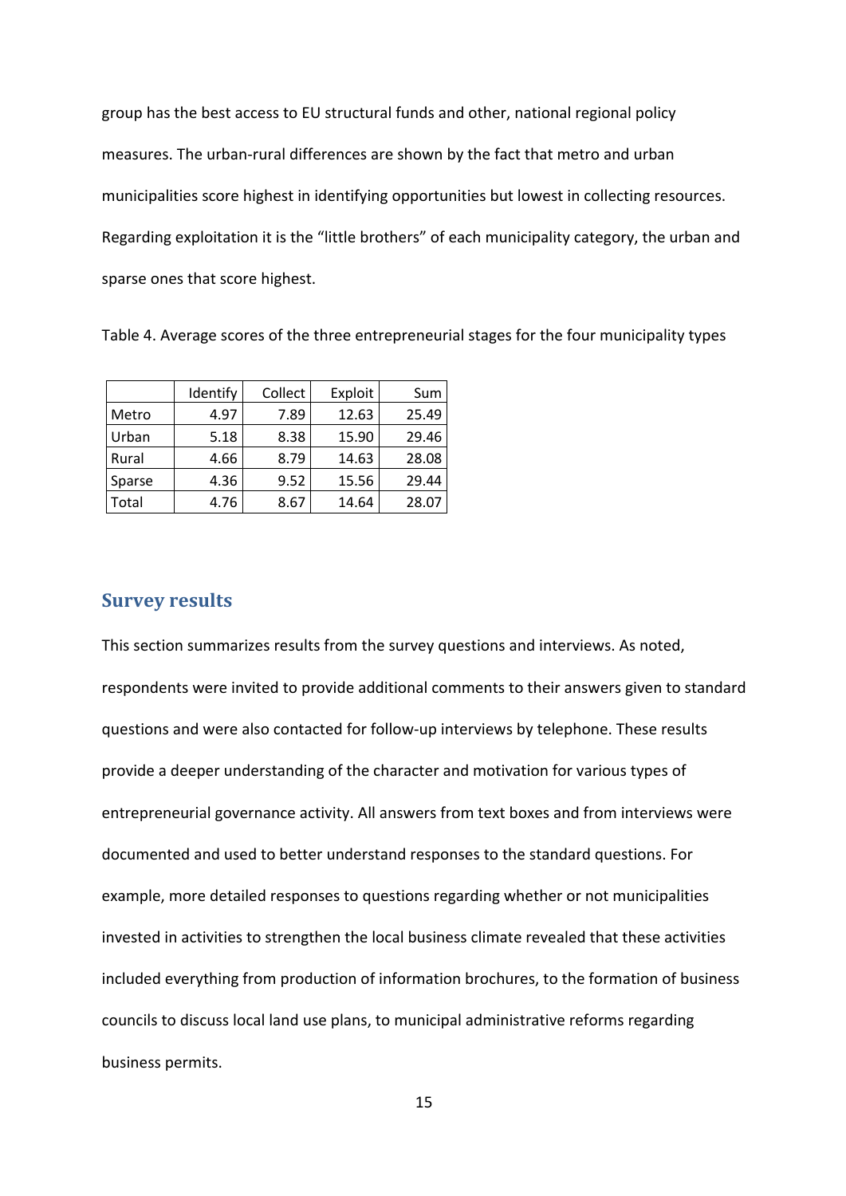group has the best access to EU structural funds and other, national regional policy measures. The urban-rural differences are shown by the fact that metro and urban municipalities score highest in identifying opportunities but lowest in collecting resources. Regarding exploitation it is the "little brothers" of each municipality category, the urban and sparse ones that score highest.

Table 4. Average scores of the three entrepreneurial stages for the four municipality types

| | Identify | Collect | Exploit | Sum |
|---|---|---|---|---|
| Metro | 4.97 | 7.89 | 12.63 | 25.49 |
| Urban | 5.18 | 8.38 | 15.90 | 29.46 |
| Rural | 4.66 | 8.79 | 14.63 | 28.08 |
| Sparse | 4.36 | 9.52 | 15.56 | 29.44 |
| Total | 4.76 | 8.67 | 14.64 | 28.07 |

## Survey results

This section summarizes results from the survey questions and interviews. As noted, respondents were invited to provide additional comments to their answers given to standard questions and were also contacted for follow-up interviews by telephone. These results provide a deeper understanding of the character and motivation for various types of entrepreneurial governance activity. All answers from text boxes and from interviews were documented and used to better understand responses to the standard questions. For example, more detailed responses to questions regarding whether or not municipalities invested in activities to strengthen the local business climate revealed that these activities included everything from production of information brochures, to the formation of business councils to discuss local land use plans, to municipal administrative reforms regarding business permits.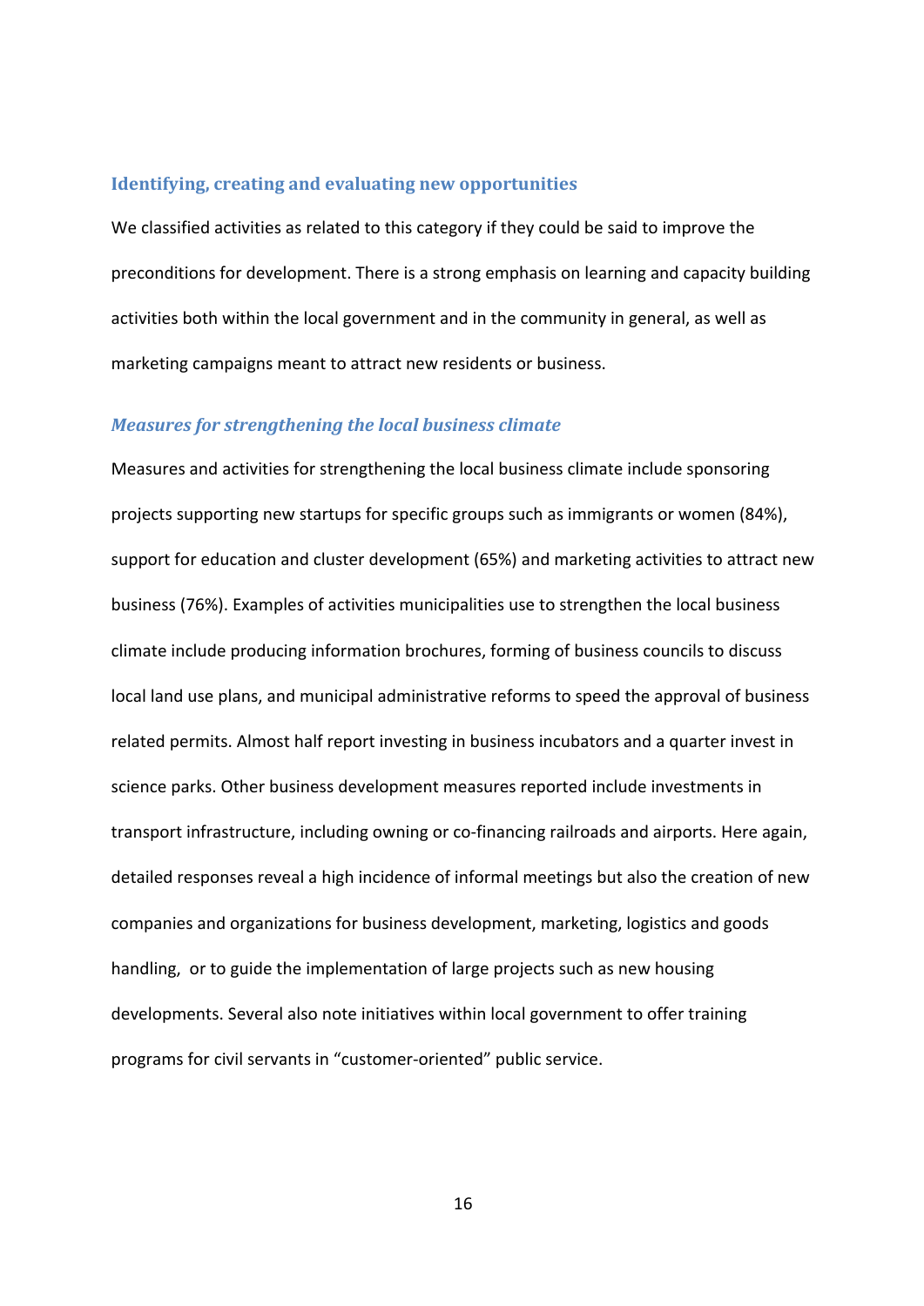### Identifying, creating and evaluating new opportunities

We classified activities as related to this category if they could be said to improve the preconditions for development. There is a strong emphasis on learning and capacity building activities both within the local government and in the community in general, as well as marketing campaigns meant to attract new residents or business.

#### *Measures for strengthening the local business climate*

Measures and activities for strengthening the local business climate include sponsoring projects supporting new startups for specific groups such as immigrants or women (84%), support for education and cluster development (65%) and marketing activities to attract new business (76%). Examples of activities municipalities use to strengthen the local business climate include producing information brochures, forming of business councils to discuss local land use plans, and municipal administrative reforms to speed the approval of business related permits. Almost half report investing in business incubators and a quarter invest in science parks. Other business development measures reported include investments in transport infrastructure, including owning or co-financing railroads and airports. Here again, detailed responses reveal a high incidence of informal meetings but also the creation of new companies and organizations for business development, marketing, logistics and goods handling, or to guide the implementation of large projects such as new housing developments. Several also note initiatives within local government to offer training programs for civil servants in "customer-oriented" public service.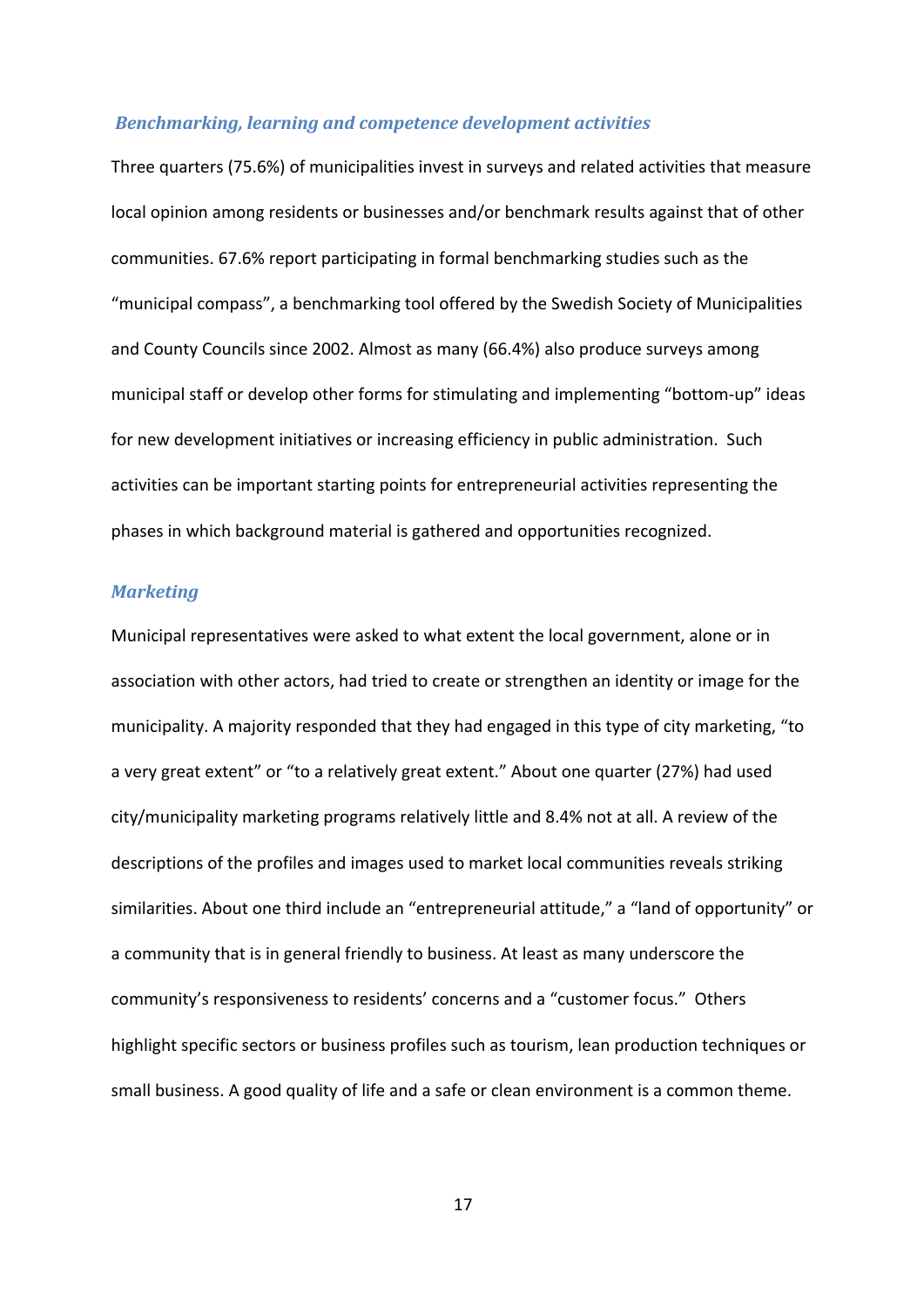### *Benchmarking, learning and competence development activities*

Three quarters (75.6%) of municipalities invest in surveys and related activities that measure local opinion among residents or businesses and/or benchmark results against that of other communities. 67.6% report participating in formal benchmarking studies such as the "municipal compass", a benchmarking tool offered by the Swedish Society of Municipalities and County Councils since 2002. Almost as many (66.4%) also produce surveys among municipal staff or develop other forms for stimulating and implementing "bottom-up" ideas for new development initiatives or increasing efficiency in public administration. Such activities can be important starting points for entrepreneurial activities representing the phases in which background material is gathered and opportunities recognized.

### *Marketing*

Municipal representatives were asked to what extent the local government, alone or in association with other actors, had tried to create or strengthen an identity or image for the municipality. A majority responded that they had engaged in this type of city marketing, "to a very great extent" or "to a relatively great extent." About one quarter (27%) had used city/municipality marketing programs relatively little and 8.4% not at all. A review of the descriptions of the profiles and images used to market local communities reveals striking similarities. About one third include an "entrepreneurial attitude," a "land of opportunity" or a community that is in general friendly to business. At least as many underscore the community's responsiveness to residents' concerns and a "customer focus." Others highlight specific sectors or business profiles such as tourism, lean production techniques or small business. A good quality of life and a safe or clean environment is a common theme.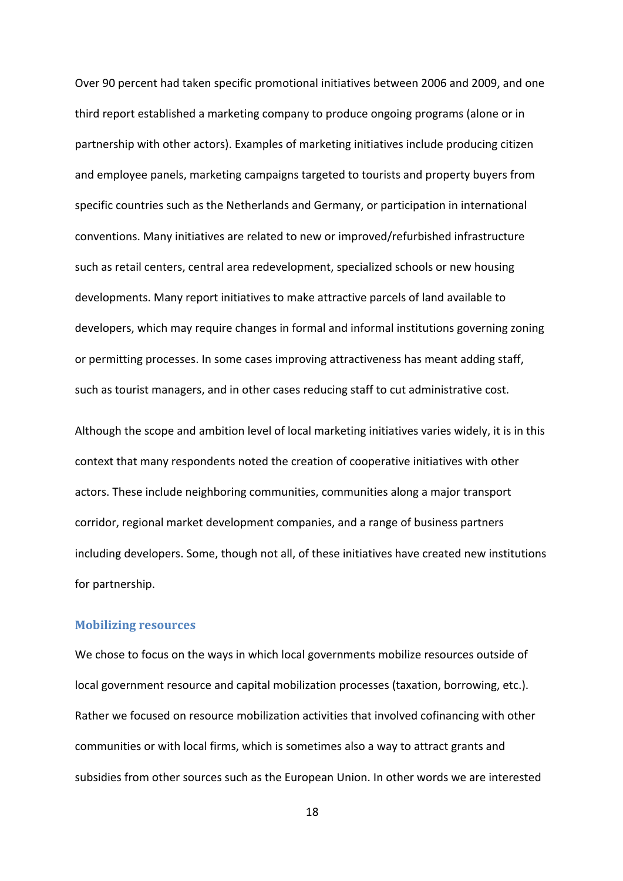Over 90 percent had taken specific promotional initiatives between 2006 and 2009, and one third report established a marketing company to produce ongoing programs (alone or in partnership with other actors). Examples of marketing initiatives include producing citizen and employee panels, marketing campaigns targeted to tourists and property buyers from specific countries such as the Netherlands and Germany, or participation in international conventions. Many initiatives are related to new or improved/refurbished infrastructure such as retail centers, central area redevelopment, specialized schools or new housing developments. Many report initiatives to make attractive parcels of land available to developers, which may require changes in formal and informal institutions governing zoning or permitting processes. In some cases improving attractiveness has meant adding staff, such as tourist managers, and in other cases reducing staff to cut administrative cost.

Although the scope and ambition level of local marketing initiatives varies widely, it is in this context that many respondents noted the creation of cooperative initiatives with other actors. These include neighboring communities, communities along a major transport corridor, regional market development companies, and a range of business partners including developers. Some, though not all, of these initiatives have created new institutions for partnership.

### Mobilizing resources

We chose to focus on the ways in which local governments mobilize resources outside of local government resource and capital mobilization processes (taxation, borrowing, etc.). Rather we focused on resource mobilization activities that involved cofinancing with other communities or with local firms, which is sometimes also a way to attract grants and subsidies from other sources such as the European Union. In other words we are interested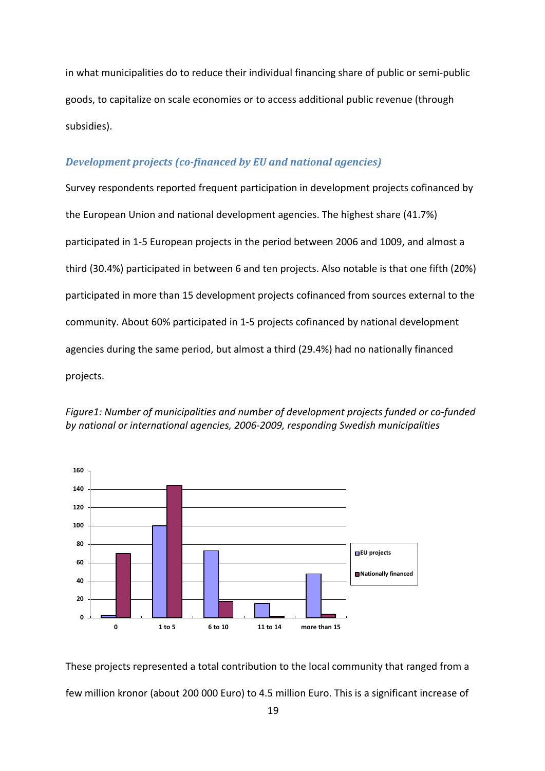in what municipalities do to reduce their individual financing share of public or semi-public goods, to capitalize on scale economies or to access additional public revenue (through subsidies).

### *Development projects (co-financed by EU and national agencies)*

Survey respondents reported frequent participation in development projects cofinanced by the European Union and national development agencies. The highest share (41.7%) participated in 1-5 European projects in the period between 2006 and 1009, and almost a third (30.4%) participated in between 6 and ten projects. Also notable is that one fifth (20%) participated in more than 15 development projects cofinanced from sources external to the community. About 60% participated in 1-5 projects cofinanced by national development agencies during the same period, but almost a third (29.4%) had no nationally financed projects.

*Figure1: Number of municipalities and number of development projects funded or co-funded by national or international agencies, 2006-2009, responding Swedish municipalities*

These projects represented a total contribution to the local community that ranged from a few million kronor (about 200 000 Euro) to 4.5 million Euro. This is a significant increase of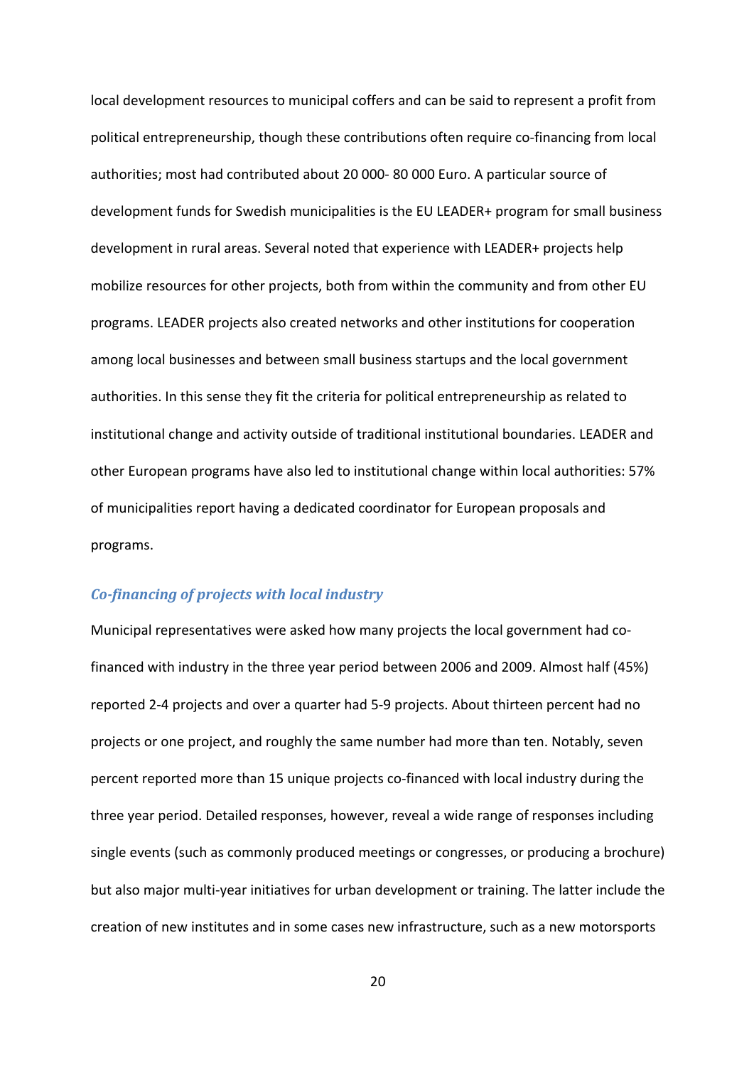local development resources to municipal coffers and can be said to represent a profit from political entrepreneurship, though these contributions often require co-financing from local authorities; most had contributed about 20 000- 80 000 Euro. A particular source of development funds for Swedish municipalities is the EU LEADER+ program for small business development in rural areas. Several noted that experience with LEADER+ projects help mobilize resources for other projects, both from within the community and from other EU programs. LEADER projects also created networks and other institutions for cooperation among local businesses and between small business startups and the local government authorities. In this sense they fit the criteria for political entrepreneurship as related to institutional change and activity outside of traditional institutional boundaries. LEADER and other European programs have also led to institutional change within local authorities: 57% of municipalities report having a dedicated coordinator for European proposals and programs.

### *Co-financing of projects with local industry*

Municipal representatives were asked how many projects the local government had co-financed with industry in the three year period between 2006 and 2009. Almost half (45%) reported 2-4 projects and over a quarter had 5-9 projects. About thirteen percent had no projects or one project, and roughly the same number had more than ten. Notably, seven percent reported more than 15 unique projects co-financed with local industry during the three year period. Detailed responses, however, reveal a wide range of responses including single events (such as commonly produced meetings or congresses, or producing a brochure) but also major multi-year initiatives for urban development or training. The latter include the creation of new institutes and in some cases new infrastructure, such as a new motorsports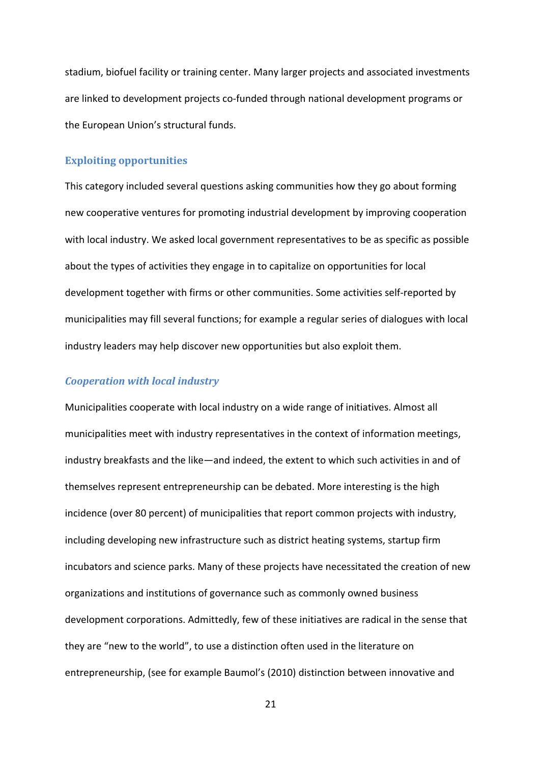stadium, biofuel facility or training center. Many larger projects and associated investments are linked to development projects co-funded through national development programs or the European Union's structural funds.

### Exploiting opportunities

This category included several questions asking communities how they go about forming new cooperative ventures for promoting industrial development by improving cooperation with local industry. We asked local government representatives to be as specific as possible about the types of activities they engage in to capitalize on opportunities for local development together with firms or other communities. Some activities self-reported by municipalities may fill several functions; for example a regular series of dialogues with local industry leaders may help discover new opportunities but also exploit them.

#### *Cooperation with local industry*

Municipalities cooperate with local industry on a wide range of initiatives. Almost all municipalities meet with industry representatives in the context of information meetings, industry breakfasts and the like—and indeed, the extent to which such activities in and of themselves represent entrepreneurship can be debated. More interesting is the high incidence (over 80 percent) of municipalities that report common projects with industry, including developing new infrastructure such as district heating systems, startup firm incubators and science parks. Many of these projects have necessitated the creation of new organizations and institutions of governance such as commonly owned business development corporations. Admittedly, few of these initiatives are radical in the sense that they are "new to the world", to use a distinction often used in the literature on entrepreneurship, (see for example Baumol's (2010) distinction between innovative and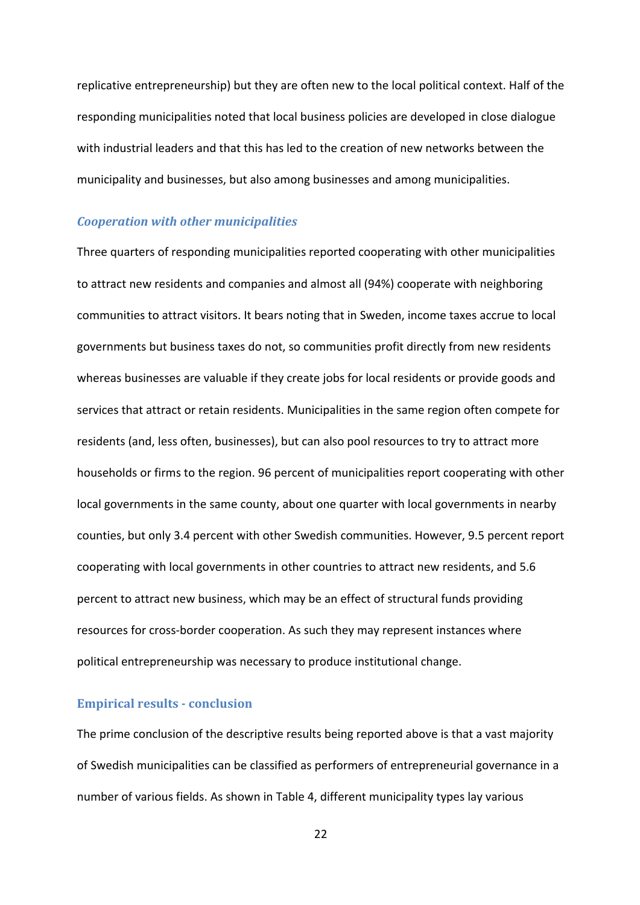replicative entrepreneurship) but they are often new to the local political context. Half of the responding municipalities noted that local business policies are developed in close dialogue with industrial leaders and that this has led to the creation of new networks between the municipality and businesses, but also among businesses and among municipalities.

### *Cooperation with other municipalities*

Three quarters of responding municipalities reported cooperating with other municipalities to attract new residents and companies and almost all (94%) cooperate with neighboring communities to attract visitors. It bears noting that in Sweden, income taxes accrue to local governments but business taxes do not, so communities profit directly from new residents whereas businesses are valuable if they create jobs for local residents or provide goods and services that attract or retain residents. Municipalities in the same region often compete for residents (and, less often, businesses), but can also pool resources to try to attract more households or firms to the region. 96 percent of municipalities report cooperating with other local governments in the same county, about one quarter with local governments in nearby counties, but only 3.4 percent with other Swedish communities. However, 9.5 percent report cooperating with local governments in other countries to attract new residents, and 5.6 percent to attract new business, which may be an effect of structural funds providing resources for cross-border cooperation. As such they may represent instances where political entrepreneurship was necessary to produce institutional change.

## Empirical results - conclusion

The prime conclusion of the descriptive results being reported above is that a vast majority of Swedish municipalities can be classified as performers of entrepreneurial governance in a number of various fields. As shown in Table 4, different municipality types lay various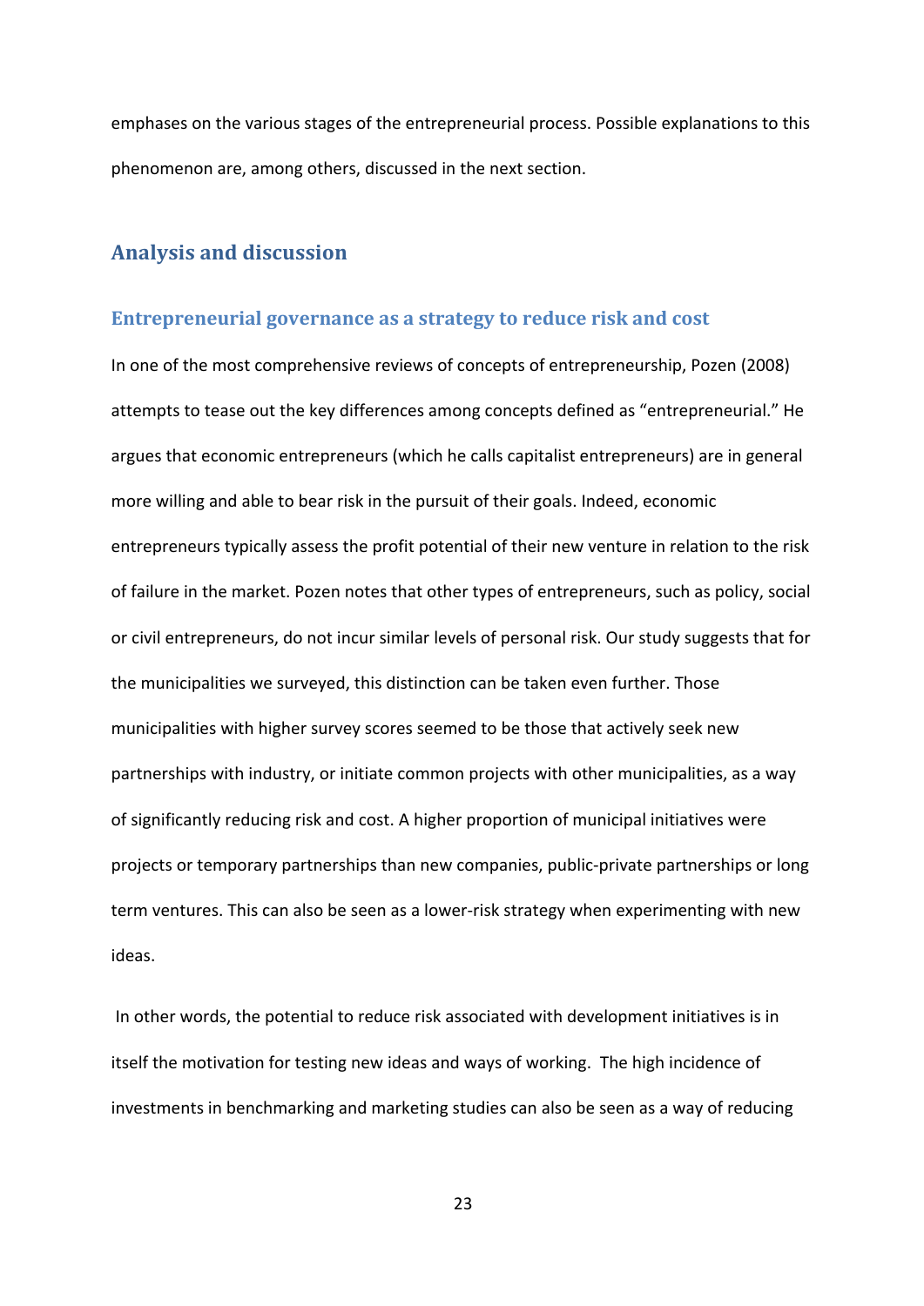emphases on the various stages of the entrepreneurial process. Possible explanations to this phenomenon are, among others, discussed in the next section.

## Analysis and discussion

### Entrepreneurial governance as a strategy to reduce risk and cost

In one of the most comprehensive reviews of concepts of entrepreneurship, Pozen (2008) attempts to tease out the key differences among concepts defined as "entrepreneurial." He argues that economic entrepreneurs (which he calls capitalist entrepreneurs) are in general more willing and able to bear risk in the pursuit of their goals. Indeed, economic entrepreneurs typically assess the profit potential of their new venture in relation to the risk of failure in the market. Pozen notes that other types of entrepreneurs, such as policy, social or civil entrepreneurs, do not incur similar levels of personal risk. Our study suggests that for the municipalities we surveyed, this distinction can be taken even further. Those municipalities with higher survey scores seemed to be those that actively seek new partnerships with industry, or initiate common projects with other municipalities, as a way of significantly reducing risk and cost. A higher proportion of municipal initiatives were projects or temporary partnerships than new companies, public-private partnerships or long term ventures. This can also be seen as a lower-risk strategy when experimenting with new ideas.

In other words, the potential to reduce risk associated with development initiatives is in itself the motivation for testing new ideas and ways of working. The high incidence of investments in benchmarking and marketing studies can also be seen as a way of reducing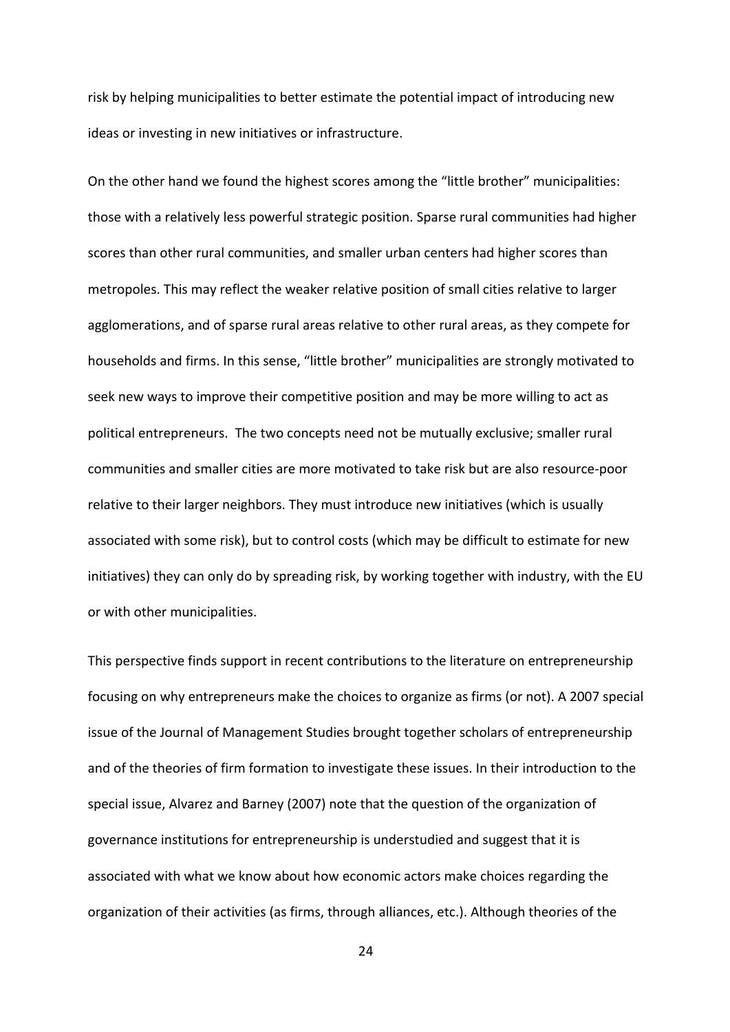risk by helping municipalities to better estimate the potential impact of introducing new ideas or investing in new initiatives or infrastructure.

On the other hand we found the highest scores among the "little brother" municipalities: those with a relatively less powerful strategic position. Sparse rural communities had higher scores than other rural communities, and smaller urban centers had higher scores than metropoles. This may reflect the weaker relative position of small cities relative to larger agglomerations, and of sparse rural areas relative to other rural areas, as they compete for households and firms. In this sense, "little brother" municipalities are strongly motivated to seek new ways to improve their competitive position and may be more willing to act as political entrepreneurs. The two concepts need not be mutually exclusive; smaller rural communities and smaller cities are more motivated to take risk but are also resource-poor relative to their larger neighbors. They must introduce new initiatives (which is usually associated with some risk), but to control costs (which may be difficult to estimate for new initiatives) they can only do by spreading risk, by working together with industry, with the EU or with other municipalities.

This perspective finds support in recent contributions to the literature on entrepreneurship focusing on why entrepreneurs make the choices to organize as firms (or not). A 2007 special issue of the Journal of Management Studies brought together scholars of entrepreneurship and of the theories of firm formation to investigate these issues. In their introduction to the special issue, Alvarez and Barney (2007) note that the question of the organization of governance institutions for entrepreneurship is understudied and suggest that it is associated with what we know about how economic actors make choices regarding the organization of their activities (as firms, through alliances, etc.). Although theories of the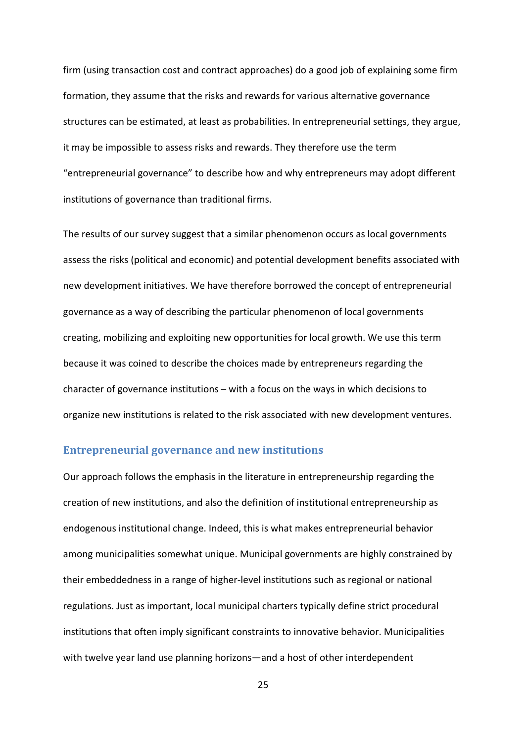firm (using transaction cost and contract approaches) do a good job of explaining some firm formation, they assume that the risks and rewards for various alternative governance structures can be estimated, at least as probabilities. In entrepreneurial settings, they argue, it may be impossible to assess risks and rewards. They therefore use the term "entrepreneurial governance" to describe how and why entrepreneurs may adopt different institutions of governance than traditional firms.

The results of our survey suggest that a similar phenomenon occurs as local governments assess the risks (political and economic) and potential development benefits associated with new development initiatives. We have therefore borrowed the concept of entrepreneurial governance as a way of describing the particular phenomenon of local governments creating, mobilizing and exploiting new opportunities for local growth. We use this term because it was coined to describe the choices made by entrepreneurs regarding the character of governance institutions – with a focus on the ways in which decisions to organize new institutions is related to the risk associated with new development ventures.

## Entrepreneurial governance and new institutions

Our approach follows the emphasis in the literature in entrepreneurship regarding the creation of new institutions, and also the definition of institutional entrepreneurship as endogenous institutional change. Indeed, this is what makes entrepreneurial behavior among municipalities somewhat unique. Municipal governments are highly constrained by their embeddedness in a range of higher-level institutions such as regional or national regulations. Just as important, local municipal charters typically define strict procedural institutions that often imply significant constraints to innovative behavior. Municipalities with twelve year land use planning horizons—and a host of other interdependent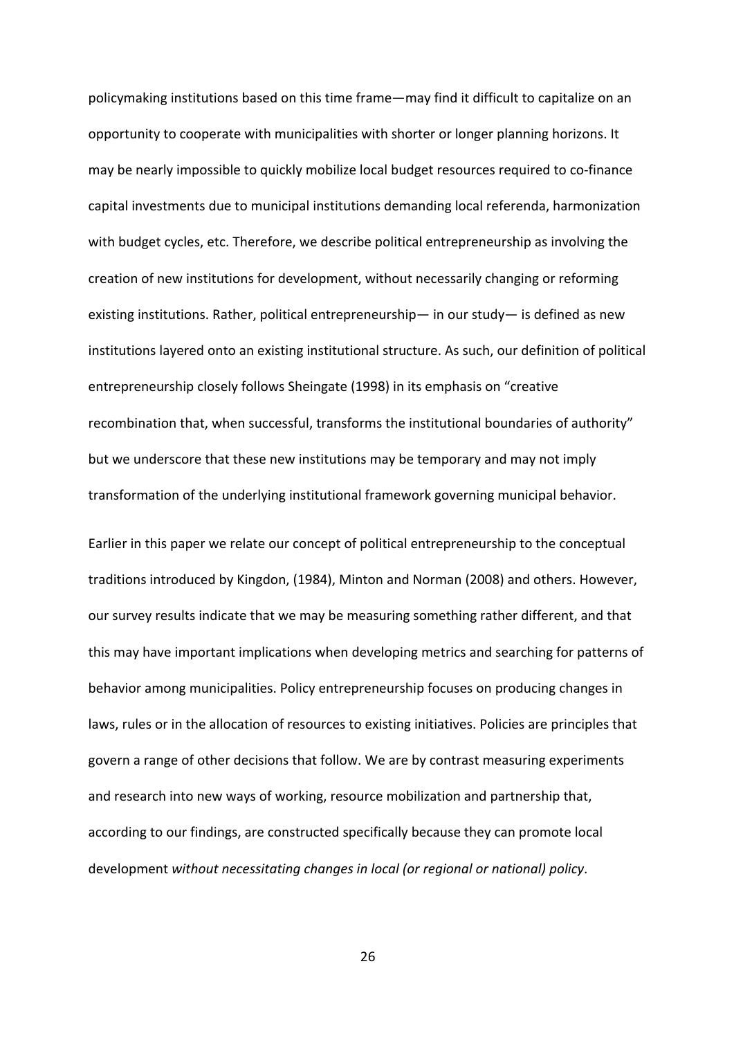policymaking institutions based on this time frame—may find it difficult to capitalize on an opportunity to cooperate with municipalities with shorter or longer planning horizons. It may be nearly impossible to quickly mobilize local budget resources required to co-finance capital investments due to municipal institutions demanding local referenda, harmonization with budget cycles, etc. Therefore, we describe political entrepreneurship as involving the creation of new institutions for development, without necessarily changing or reforming existing institutions. Rather, political entrepreneurship— in our study— is defined as new institutions layered onto an existing institutional structure. As such, our definition of political entrepreneurship closely follows Sheingate (1998) in its emphasis on "creative recombination that, when successful, transforms the institutional boundaries of authority" but we underscore that these new institutions may be temporary and may not imply transformation of the underlying institutional framework governing municipal behavior.

Earlier in this paper we relate our concept of political entrepreneurship to the conceptual traditions introduced by Kingdon, (1984), Minton and Norman (2008) and others. However, our survey results indicate that we may be measuring something rather different, and that this may have important implications when developing metrics and searching for patterns of behavior among municipalities. Policy entrepreneurship focuses on producing changes in laws, rules or in the allocation of resources to existing initiatives. Policies are principles that govern a range of other decisions that follow. We are by contrast measuring experiments and research into new ways of working, resource mobilization and partnership that, according to our findings, are constructed specifically because they can promote local development *without necessitating changes in local (or regional or national) policy*.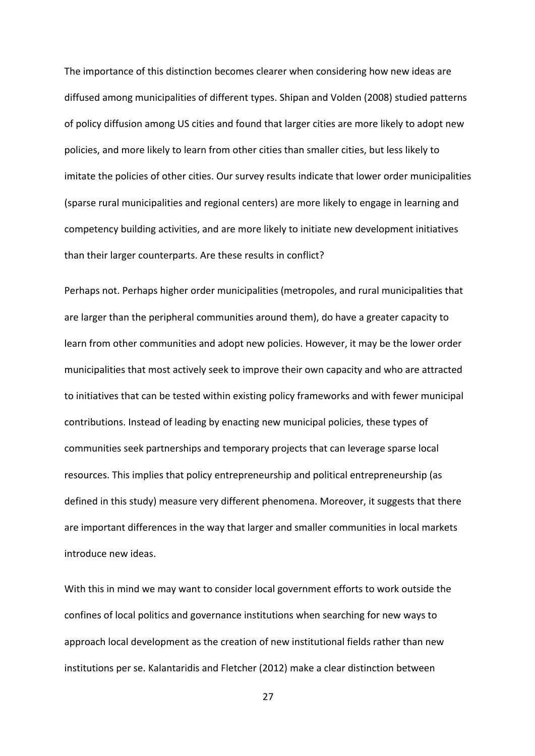The importance of this distinction becomes clearer when considering how new ideas are diffused among municipalities of different types. Shipan and Volden (2008) studied patterns of policy diffusion among US cities and found that larger cities are more likely to adopt new policies, and more likely to learn from other cities than smaller cities, but less likely to imitate the policies of other cities. Our survey results indicate that lower order municipalities (sparse rural municipalities and regional centers) are more likely to engage in learning and competency building activities, and are more likely to initiate new development initiatives than their larger counterparts. Are these results in conflict?

Perhaps not. Perhaps higher order municipalities (metropoles, and rural municipalities that are larger than the peripheral communities around them), do have a greater capacity to learn from other communities and adopt new policies. However, it may be the lower order municipalities that most actively seek to improve their own capacity and who are attracted to initiatives that can be tested within existing policy frameworks and with fewer municipal contributions. Instead of leading by enacting new municipal policies, these types of communities seek partnerships and temporary projects that can leverage sparse local resources. This implies that policy entrepreneurship and political entrepreneurship (as defined in this study) measure very different phenomena. Moreover, it suggests that there are important differences in the way that larger and smaller communities in local markets introduce new ideas.

With this in mind we may want to consider local government efforts to work outside the confines of local politics and governance institutions when searching for new ways to approach local development as the creation of new institutional fields rather than new institutions per se. Kalantaridis and Fletcher (2012) make a clear distinction between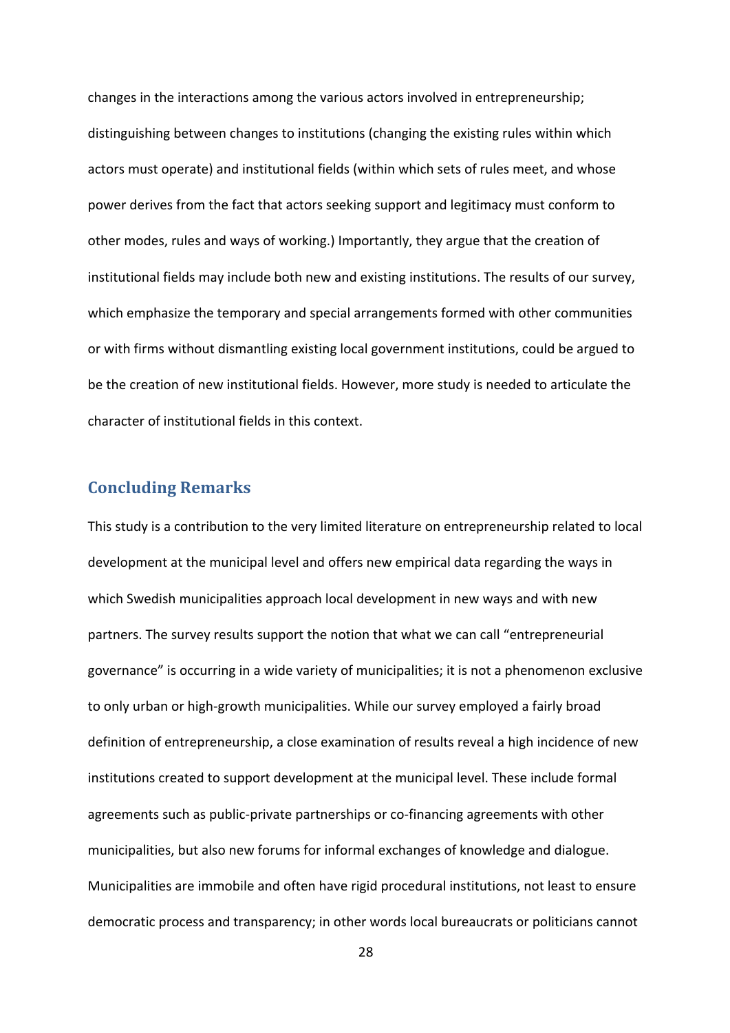changes in the interactions among the various actors involved in entrepreneurship; distinguishing between changes to institutions (changing the existing rules within which actors must operate) and institutional fields (within which sets of rules meet, and whose power derives from the fact that actors seeking support and legitimacy must conform to other modes, rules and ways of working.) Importantly, they argue that the creation of institutional fields may include both new and existing institutions. The results of our survey, which emphasize the temporary and special arrangements formed with other communities or with firms without dismantling existing local government institutions, could be argued to be the creation of new institutional fields. However, more study is needed to articulate the character of institutional fields in this context.

## Concluding Remarks

This study is a contribution to the very limited literature on entrepreneurship related to local development at the municipal level and offers new empirical data regarding the ways in which Swedish municipalities approach local development in new ways and with new partners. The survey results support the notion that what we can call "entrepreneurial governance" is occurring in a wide variety of municipalities; it is not a phenomenon exclusive to only urban or high-growth municipalities. While our survey employed a fairly broad definition of entrepreneurship, a close examination of results reveal a high incidence of new institutions created to support development at the municipal level. These include formal agreements such as public-private partnerships or co-financing agreements with other municipalities, but also new forums for informal exchanges of knowledge and dialogue. Municipalities are immobile and often have rigid procedural institutions, not least to ensure democratic process and transparency; in other words local bureaucrats or politicians cannot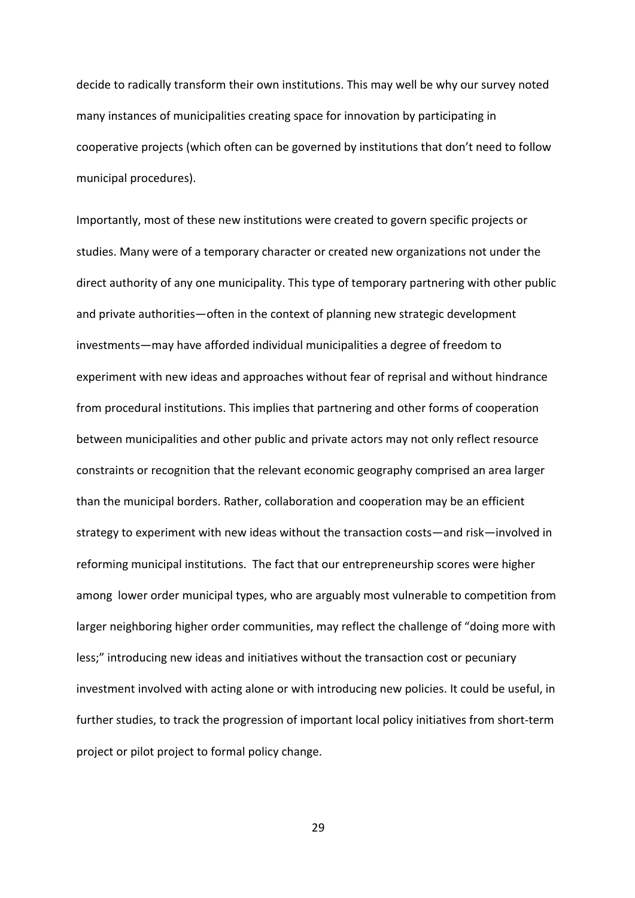decide to radically transform their own institutions. This may well be why our survey noted many instances of municipalities creating space for innovation by participating in cooperative projects (which often can be governed by institutions that don't need to follow municipal procedures).

Importantly, most of these new institutions were created to govern specific projects or studies. Many were of a temporary character or created new organizations not under the direct authority of any one municipality. This type of temporary partnering with other public and private authorities—often in the context of planning new strategic development investments—may have afforded individual municipalities a degree of freedom to experiment with new ideas and approaches without fear of reprisal and without hindrance from procedural institutions. This implies that partnering and other forms of cooperation between municipalities and other public and private actors may not only reflect resource constraints or recognition that the relevant economic geography comprised an area larger than the municipal borders. Rather, collaboration and cooperation may be an efficient strategy to experiment with new ideas without the transaction costs—and risk—involved in reforming municipal institutions. The fact that our entrepreneurship scores were higher among lower order municipal types, who are arguably most vulnerable to competition from larger neighboring higher order communities, may reflect the challenge of "doing more with less;" introducing new ideas and initiatives without the transaction cost or pecuniary investment involved with acting alone or with introducing new policies. It could be useful, in further studies, to track the progression of important local policy initiatives from short-term project or pilot project to formal policy change.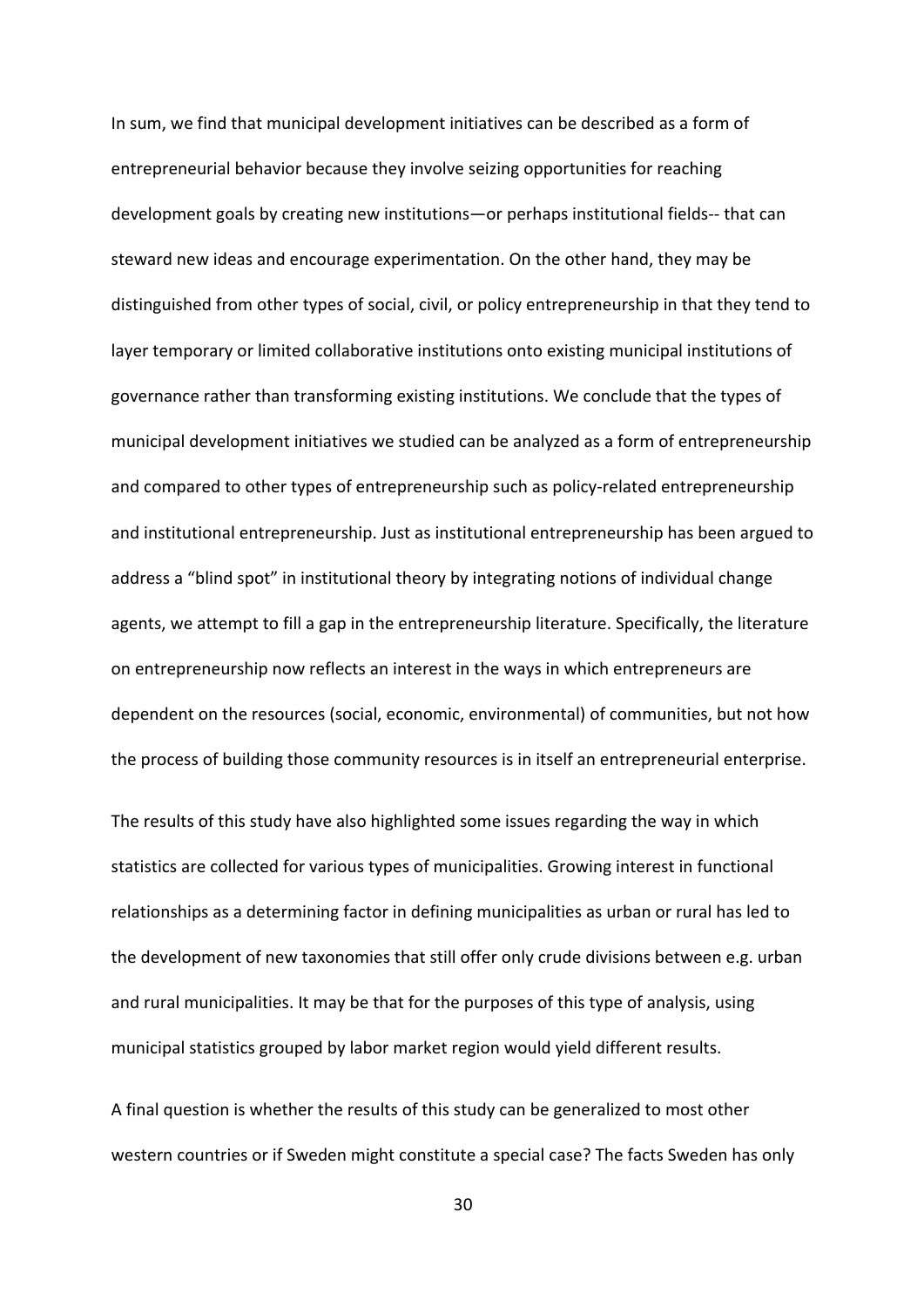In sum, we find that municipal development initiatives can be described as a form of entrepreneurial behavior because they involve seizing opportunities for reaching development goals by creating new institutions—or perhaps institutional fields-- that can steward new ideas and encourage experimentation. On the other hand, they may be distinguished from other types of social, civil, or policy entrepreneurship in that they tend to layer temporary or limited collaborative institutions onto existing municipal institutions of governance rather than transforming existing institutions. We conclude that the types of municipal development initiatives we studied can be analyzed as a form of entrepreneurship and compared to other types of entrepreneurship such as policy-related entrepreneurship and institutional entrepreneurship. Just as institutional entrepreneurship has been argued to address a "blind spot" in institutional theory by integrating notions of individual change agents, we attempt to fill a gap in the entrepreneurship literature. Specifically, the literature on entrepreneurship now reflects an interest in the ways in which entrepreneurs are dependent on the resources (social, economic, environmental) of communities, but not how the process of building those community resources is in itself an entrepreneurial enterprise.

The results of this study have also highlighted some issues regarding the way in which statistics are collected for various types of municipalities. Growing interest in functional relationships as a determining factor in defining municipalities as urban or rural has led to the development of new taxonomies that still offer only crude divisions between e.g. urban and rural municipalities. It may be that for the purposes of this type of analysis, using municipal statistics grouped by labor market region would yield different results.

A final question is whether the results of this study can be generalized to most other western countries or if Sweden might constitute a special case? The facts Sweden has only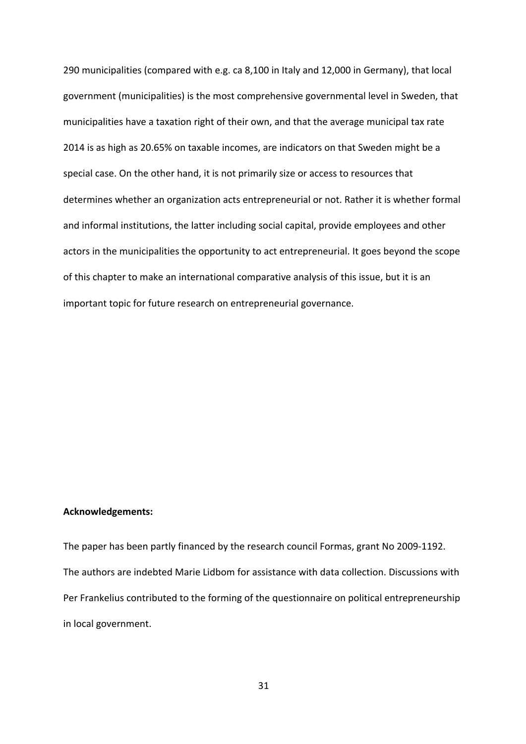290 municipalities (compared with e.g. ca 8,100 in Italy and 12,000 in Germany), that local government (municipalities) is the most comprehensive governmental level in Sweden, that municipalities have a taxation right of their own, and that the average municipal tax rate 2014 is as high as 20.65% on taxable incomes, are indicators on that Sweden might be a special case. On the other hand, it is not primarily size or access to resources that determines whether an organization acts entrepreneurial or not. Rather it is whether formal and informal institutions, the latter including social capital, provide employees and other actors in the municipalities the opportunity to act entrepreneurial. It goes beyond the scope of this chapter to make an international comparative analysis of this issue, but it is an important topic for future research on entrepreneurial governance.

**Acknowledgements:**

The paper has been partly financed by the research council Formas, grant No 2009-1192. The authors are indebted Marie Lidbom for assistance with data collection. Discussions with Per Frankelius contributed to the forming of the questionnaire on political entrepreneurship in local government.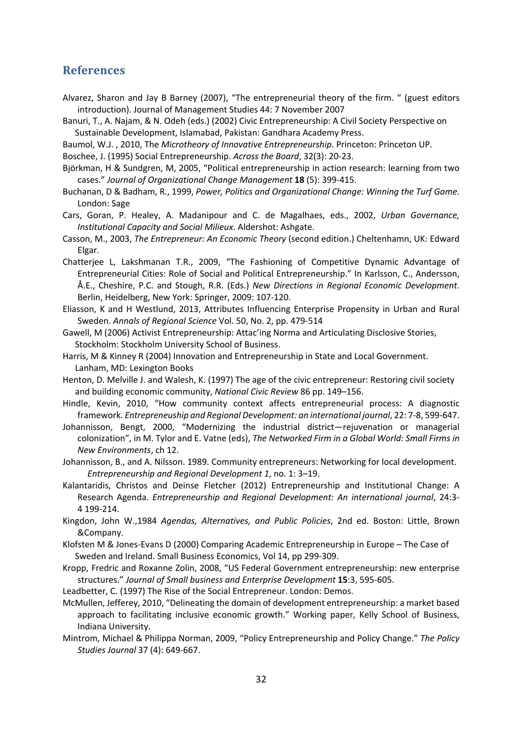## References

Alvarez, Sharon and Jay B Barney (2007), "The entrepreneurial theory of the firm. " (guest editors introduction). Journal of Management Studies 44: 7 November 2007

Banuri, T., A. Najam, & N. Odeh (eds.) (2002) Civic Entrepreneurship: A Civil Society Perspective on Sustainable Development, Islamabad, Pakistan: Gandhara Academy Press.

Baumol, W.J. , 2010, The *Microtheory of Innovative Entrepreneurship*. Princeton: Princeton UP.

Boschee, J. (1995) Social Entrepreneurship. *Across the Board*, 32(3): 20-23.

Björkman, H & Sundgren, M, 2005, "Political entrepreneurship in action research: learning from two cases." *Journal of Organizational Change Management* **18** (5): 399-415.

Buchanan, D & Badham, R., 1999, *Power, Politics and Organizational Change: Winning the Turf Game*. London: Sage

Cars, Goran, P. Healey, A. Madanipour and C. de Magalhaes, eds., 2002, *Urban Governance, Institutional Capacity and Social Milieux*. Aldershot: Ashgate.

Casson, M., 2003, *The Entrepreneur: An Economic Theory* (second edition.) Cheltenhamn, UK: Edward Elgar.

Chatterjee L, Lakshmanan T.R., 2009, "The Fashioning of Competitive Dynamic Advantage of Entrepreneurial Cities: Role of Social and Political Entrepreneurship." In Karlsson, C., Andersson, Å.E., Cheshire, P.C. and Stough, R.R. (Eds.) *New Directions in Regional Economic Development*. Berlin, Heidelberg, New York: Springer, 2009: 107-120.

Eliasson, K and H Westlund, 2013, Attributes Influencing Enterprise Propensity in Urban and Rural Sweden. *Annals of Regional Science* Vol. 50, No. 2, pp. 479-514

Gawell, M (2006) Activist Entrepreneurship: Attac'ing Norma and Articulating Disclosive Stories, Stockholm: Stockholm University School of Business.

Harris, M & Kinney R (2004) Innovation and Entrepreneurship in State and Local Government. Lanham, MD: Lexington Books

Henton, D. Melville J. and Walesh, K. (1997) The age of the civic entrepreneur: Restoring civil society and building economic community, *National Civic Review* 86 pp. 149–156.

Hindle, Kevin, 2010, "How community context affects entrepreneurial process: A diagnostic framework. *Entrepreneuship and Regional Development: an international journal*, 22: 7-8, 599-647.

Johannisson, Bengt, 2000, "Modernizing the industrial district—rejuvenation or managerial colonization", in M. Tylor and E. Vatne (eds), *The Networked Firm in a Global World: Small Firms in New Environments*, ch 12.

Johannisson, B., and A. Nilsson. 1989. Community entrepreneurs: Networking for local development. *Entrepreneurship and Regional Development 1*, no. 1: 3–19.

Kalantaridis, Christos and Deinse Fletcher (2012) Entrepreneurship and Institutional Change: A Research Agenda. *Entrepreneurship and Regional Development: An international journal*, 24:3-4 199-214.

Kingdon, John W.,1984 *Agendas, Alternatives, and Public Policies*, 2nd ed. Boston: Little, Brown &Company.

Klofsten M & Jones-Evans D (2000) Comparing Academic Entrepreneurship in Europe – The Case of Sweden and Ireland. Small Business Economics, Vol 14, pp 299-309.

Kropp, Fredric and Roxanne Zolin, 2008, "US Federal Government entrepreneurship: new enterprise structures." *Journal of Small business and Enterprise Development* **15**:3, 595-605.

Leadbetter, C. (1997) The Rise of the Social Entrepreneur. London: Demos.

McMullen, Jefferey, 2010, "Delineating the domain of development entrepreneurship: a market based approach to facilitating inclusive economic growth." Working paper, Kelly School of Business, Indiana University.

Mintrom, Michael & Philippa Norman, 2009, "Policy Entrepreneurship and Policy Change." *The Policy Studies Journal* 37 (4): 649-667.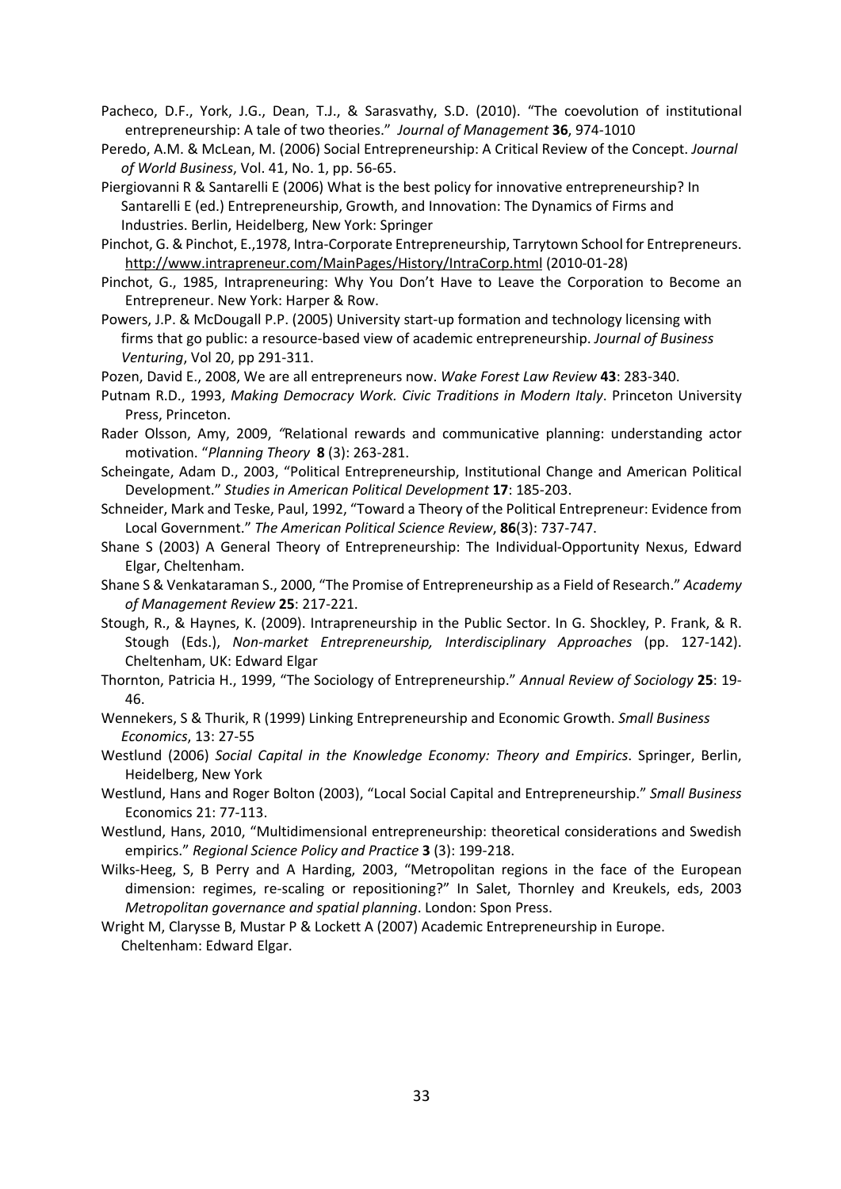Pacheco, D.F., York, J.G., Dean, T.J., & Sarasvathy, S.D. (2010). "The coevolution of institutional entrepreneurship: A tale of two theories." *Journal of Management* **36**, 974-1010

Peredo, A.M. & McLean, M. (2006) Social Entrepreneurship: A Critical Review of the Concept. *Journal of World Business*, Vol. 41, No. 1, pp. 56-65.

Piergiovanni R & Santarelli E (2006) What is the best policy for innovative entrepreneurship? In Santarelli E (ed.) Entrepreneurship, Growth, and Innovation: The Dynamics of Firms and Industries. Berlin, Heidelberg, New York: Springer

Pinchot, G. & Pinchot, E.,1978, Intra-Corporate Entrepreneurship, Tarrytown School for Entrepreneurs. http://www.intrapreneur.com/MainPages/History/IntraCorp.html (2010-01-28)

Pinchot, G., 1985, Intrapreneuring: Why You Don't Have to Leave the Corporation to Become an Entrepreneur. New York: Harper & Row.

Powers, J.P. & McDougall P.P. (2005) University start-up formation and technology licensing with firms that go public: a resource-based view of academic entrepreneurship. *Journal of Business Venturing*, Vol 20, pp 291-311.

Pozen, David E., 2008, We are all entrepreneurs now. *Wake Forest Law Review* **43**: 283-340.

Putnam R.D., 1993, *Making Democracy Work. Civic Traditions in Modern Italy*. Princeton University Press, Princeton.

Rader Olsson, Amy, 2009, *"*Relational rewards and communicative planning: understanding actor motivation. "*Planning Theory* **8** (3): 263-281.

Scheingate, Adam D., 2003, "Political Entrepreneurship, Institutional Change and American Political Development." *Studies in American Political Development* **17**: 185-203.

Schneider, Mark and Teske, Paul, 1992, "Toward a Theory of the Political Entrepreneur: Evidence from Local Government." *The American Political Science Review*, **86**(3): 737-747.

Shane S (2003) A General Theory of Entrepreneurship: The Individual-Opportunity Nexus, Edward Elgar, Cheltenham.

Shane S & Venkataraman S., 2000, "The Promise of Entrepreneurship as a Field of Research." *Academy of Management Review* **25**: 217-221.

Stough, R., & Haynes, K. (2009). Intrapreneurship in the Public Sector. In G. Shockley, P. Frank, & R. Stough (Eds.), *Non-market Entrepreneurship, Interdisciplinary Approaches* (pp. 127-142). Cheltenham, UK: Edward Elgar

Thornton, Patricia H., 1999, "The Sociology of Entrepreneurship." *Annual Review of Sociology* **25**: 19-46.

Wennekers, S & Thurik, R (1999) Linking Entrepreneurship and Economic Growth. *Small Business Economics*, 13: 27-55

Westlund (2006) *Social Capital in the Knowledge Economy: Theory and Empirics*. Springer, Berlin, Heidelberg, New York

Westlund, Hans and Roger Bolton (2003), "Local Social Capital and Entrepreneurship." *Small Business* Economics 21: 77-113.

Westlund, Hans, 2010, "Multidimensional entrepreneurship: theoretical considerations and Swedish empirics." *Regional Science Policy and Practice* **3** (3): 199-218.

Wilks-Heeg, S, B Perry and A Harding, 2003, "Metropolitan regions in the face of the European dimension: regimes, re-scaling or repositioning?" In Salet, Thornley and Kreukels, eds, 2003 *Metropolitan governance and spatial planning*. London: Spon Press.

Wright M, Clarysse B, Mustar P & Lockett A (2007) Academic Entrepreneurship in Europe. Cheltenham: Edward Elgar.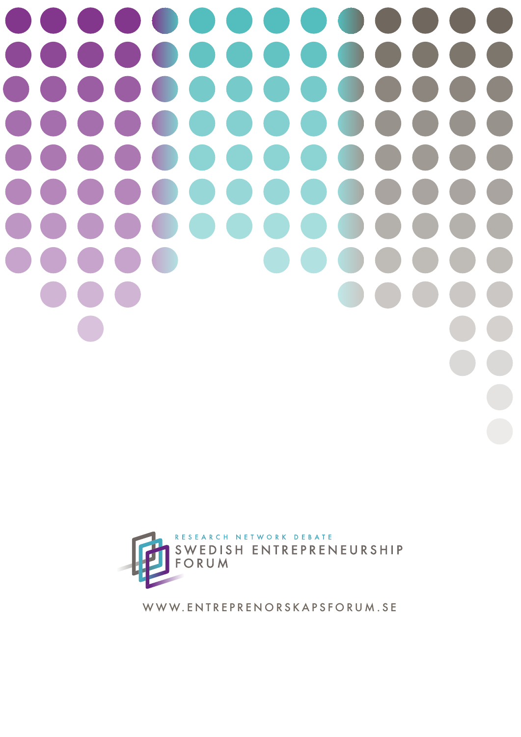RESEARCH NETWORK DEBATE

SWEDISH ENTREPRENEURSHIP FORUM

WWW.ENTREPRENORSKAPSFORUM.SE